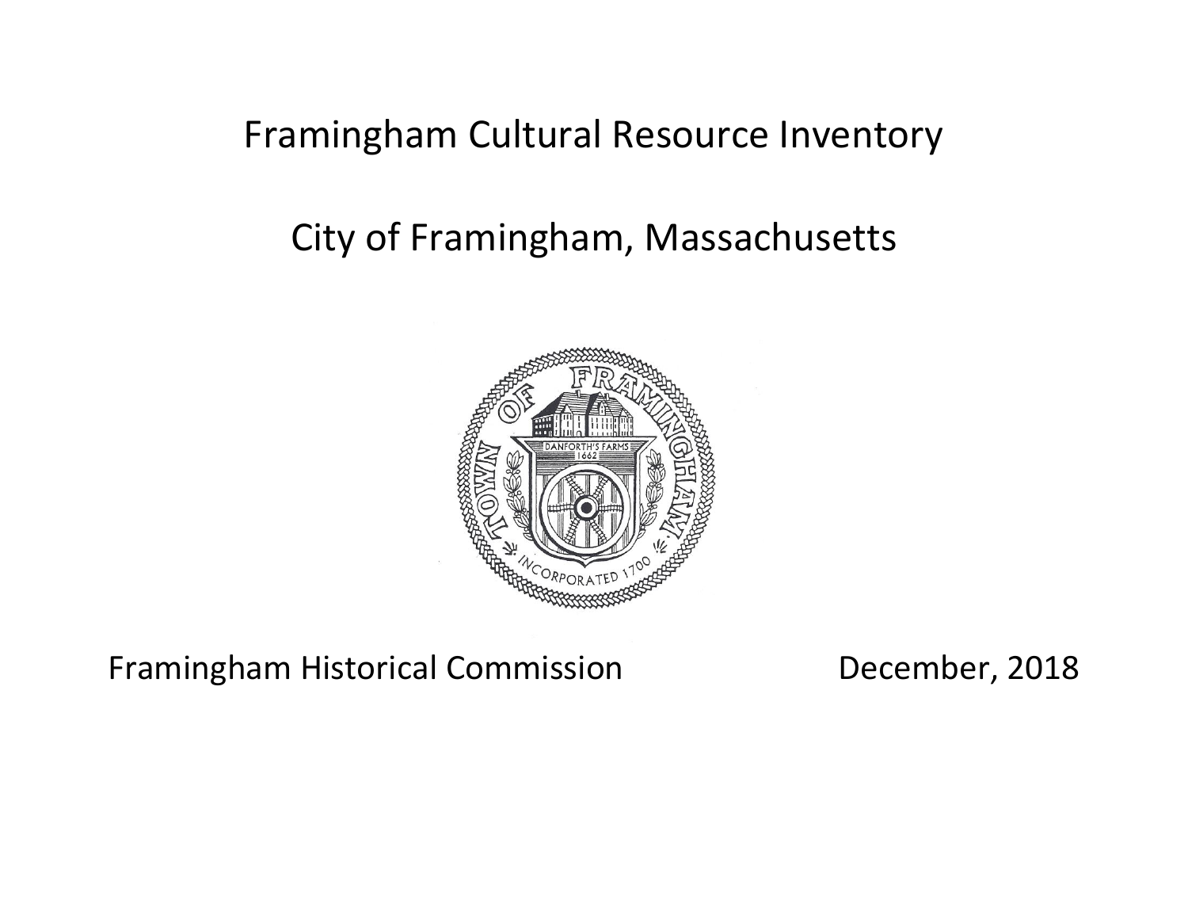# Framingham Cultural Resource Inventory

## City of Framingham, Massachusetts

Framingham Historical Commission

December, 2018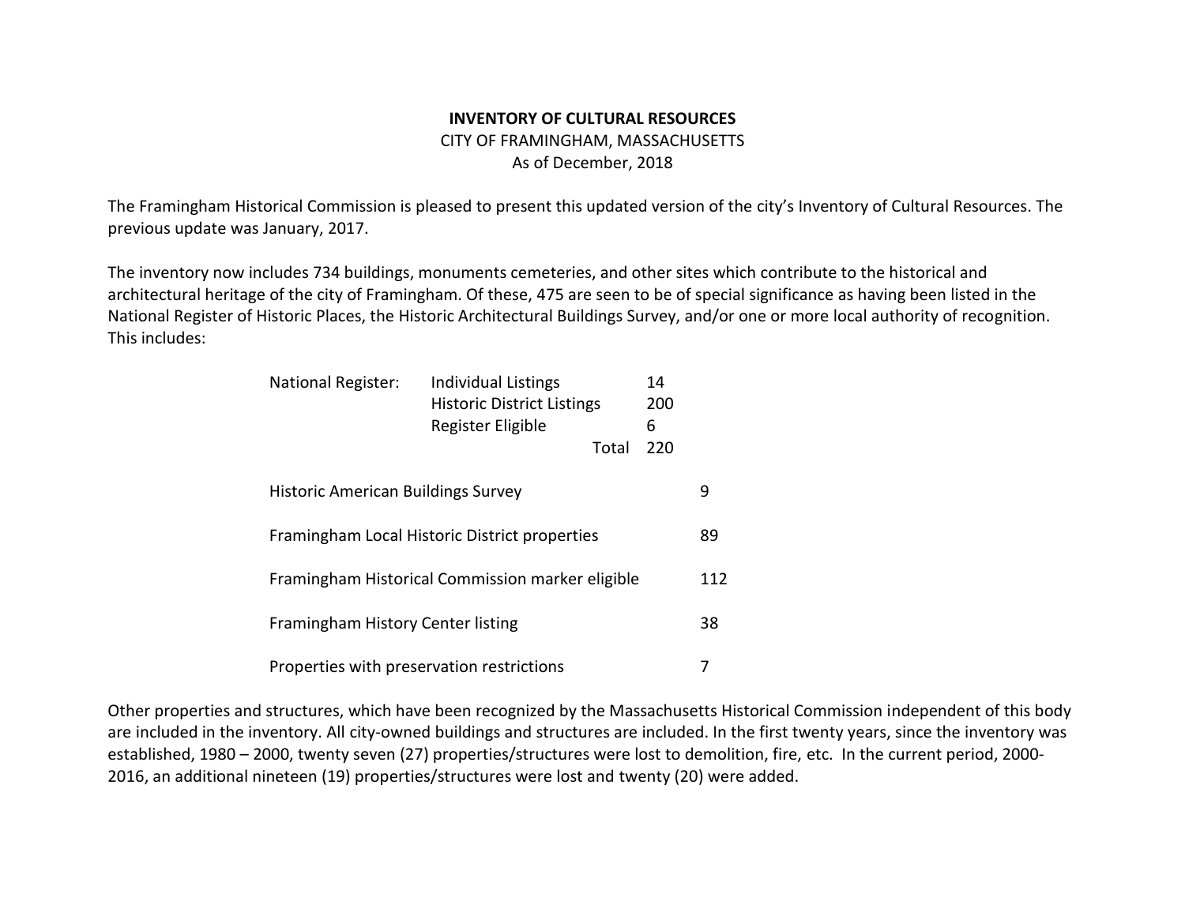**INVENTORY OF CULTURAL RESOURCES**

CITY OF FRAMINGHAM, MASSACHUSETTS

As of December, 2018

The Framingham Historical Commission is pleased to present this updated version of the city's Inventory of Cultural Resources. The previous update was January, 2017.

The inventory now includes 734 buildings, monuments cemeteries, and other sites which contribute to the historical and architectural heritage of the city of Framingham. Of these, 475 are seen to be of special significance as having been listed in the National Register of Historic Places, the Historic Architectural Buildings Survey, and/or one or more local authority of recognition. This includes:

| | | | |
|---|---|---|---|
| National Register: | Individual Listings | 14 | |
| | Historic District Listings | 200 | |
| | Register Eligible | 6 | |
| | Total | 220 | |
| Historic American Buildings Survey | | | 9 |
| Framingham Local Historic District properties | | | 89 |
| Framingham Historical Commission marker eligible | | | 112 |
| Framingham History Center listing | | | 38 |
| Properties with preservation restrictions | | | 7 |

Other properties and structures, which have been recognized by the Massachusetts Historical Commission independent of this body are included in the inventory. All city-owned buildings and structures are included. In the first twenty years, since the inventory was established, 1980 – 2000, twenty seven (27) properties/structures were lost to demolition, fire, etc. In the current period, 2000-2016, an additional nineteen (19) properties/structures were lost and twenty (20) were added.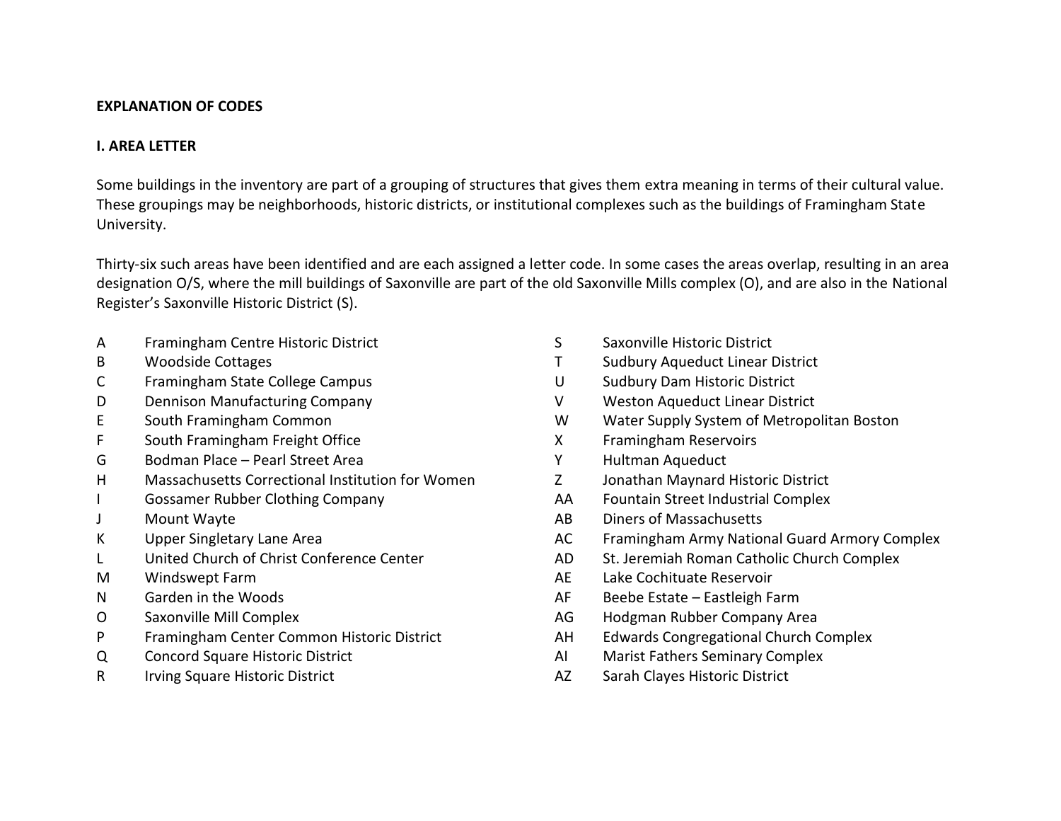## EXPLANATION OF CODES

### I. AREA LETTER

Some buildings in the inventory are part of a grouping of structures that gives them extra meaning in terms of their cultural value. These groupings may be neighborhoods, historic districts, or institutional complexes such as the buildings of Framingham State University.

Thirty-six such areas have been identified and are each assigned a letter code. In some cases the areas overlap, resulting in an area designation O/S, where the mill buildings of Saxonville are part of the old Saxonville Mills complex (O), and are also in the National Register's Saxonville Historic District (S).

| Code | Area |
|---|---|
| A | Framingham Centre Historic District |
| B | Woodside Cottages |
| C | Framingham State College Campus |
| D | Dennison Manufacturing Company |
| E | South Framingham Common |
| F | South Framingham Freight Office |
| G | Bodman Place – Pearl Street Area |
| H | Massachusetts Correctional Institution for Women |
| I | Gossamer Rubber Clothing Company |
| J | Mount Wayte |
| K | Upper Singletary Lane Area |
| L | United Church of Christ Conference Center |
| M | Windswept Farm |
| N | Garden in the Woods |
| O | Saxonville Mill Complex |
| P | Framingham Center Common Historic District |
| Q | Concord Square Historic District |
| R | Irving Square Historic District |
| S | Saxonville Historic District |
| T | Sudbury Aqueduct Linear District |
| U | Sudbury Dam Historic District |
| V | Weston Aqueduct Linear District |
| W | Water Supply System of Metropolitan Boston |
| X | Framingham Reservoirs |
| Y | Hultman Aqueduct |
| Z | Jonathan Maynard Historic District |
| AA | Fountain Street Industrial Complex |
| AB | Diners of Massachusetts |
| AC | Framingham Army National Guard Armory Complex |
| AD | St. Jeremiah Roman Catholic Church Complex |
| AE | Lake Cochituate Reservoir |
| AF | Beebe Estate – Eastleigh Farm |
| AG | Hodgman Rubber Company Area |
| AH | Edwards Congregational Church Complex |
| AI | Marist Fathers Seminary Complex |
| AZ | Sarah Clayes Historic District |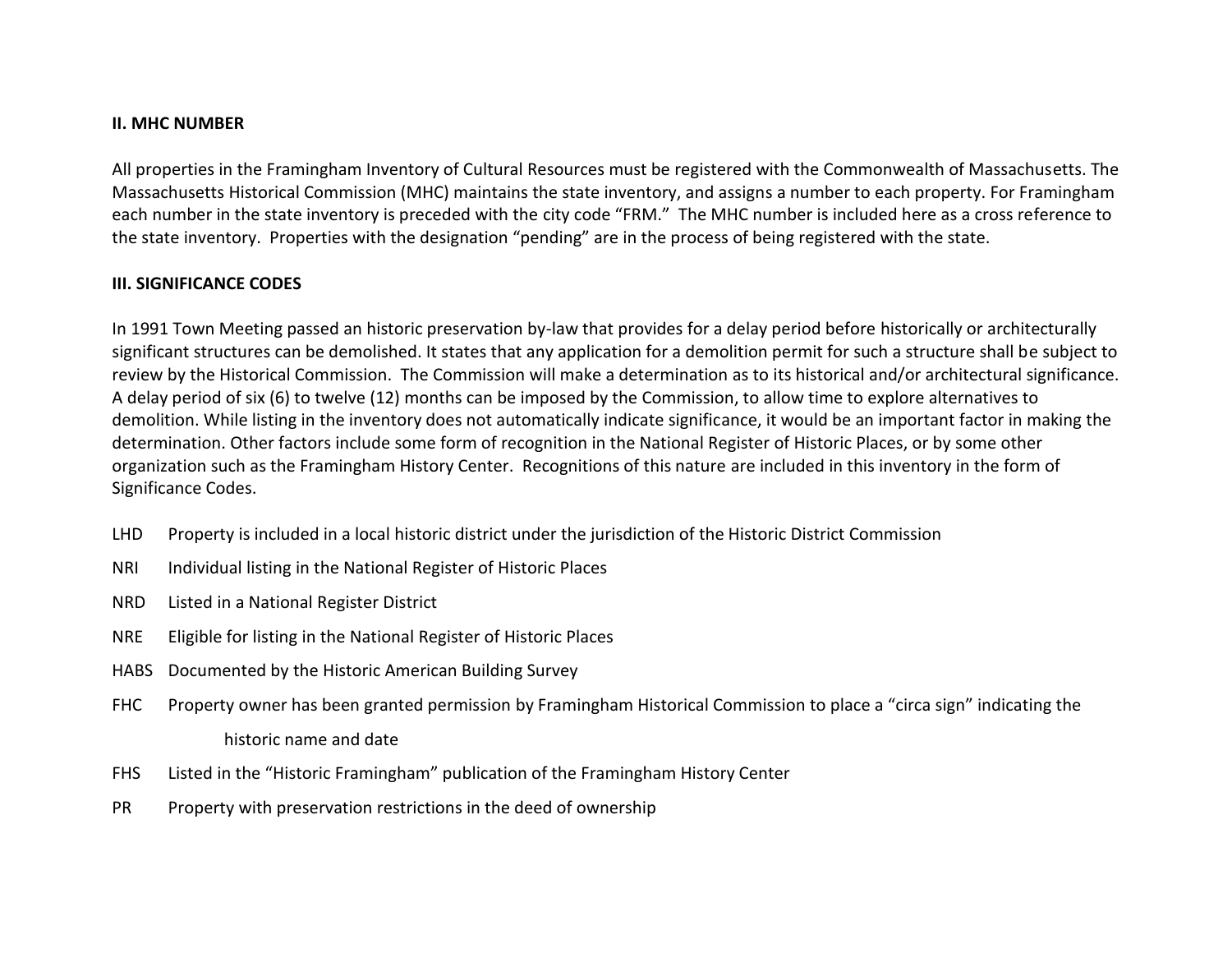## II. MHC NUMBER

All properties in the Framingham Inventory of Cultural Resources must be registered with the Commonwealth of Massachusetts. The Massachusetts Historical Commission (MHC) maintains the state inventory, and assigns a number to each property. For Framingham each number in the state inventory is preceded with the city code "FRM." The MHC number is included here as a cross reference to the state inventory. Properties with the designation "pending" are in the process of being registered with the state.

## III. SIGNIFICANCE CODES

In 1991 Town Meeting passed an historic preservation by-law that provides for a delay period before historically or architecturally significant structures can be demolished. It states that any application for a demolition permit for such a structure shall be subject to review by the Historical Commission. The Commission will make a determination as to its historical and/or architectural significance. A delay period of six (6) to twelve (12) months can be imposed by the Commission, to allow time to explore alternatives to demolition. While listing in the inventory does not automatically indicate significance, it would be an important factor in making the determination. Other factors include some form of recognition in the National Register of Historic Places, or by some other organization such as the Framingham History Center. Recognitions of this nature are included in this inventory in the form of Significance Codes.

- LHD Property is included in a local historic district under the jurisdiction of the Historic District Commission
- NRI Individual listing in the National Register of Historic Places
- NRD Listed in a National Register District
- NRE Eligible for listing in the National Register of Historic Places
- HABS Documented by the Historic American Building Survey
- FHC Property owner has been granted permission by Framingham Historical Commission to place a "circa sign" indicating the historic name and date
- FHS Listed in the "Historic Framingham" publication of the Framingham History Center
- PR Property with preservation restrictions in the deed of ownership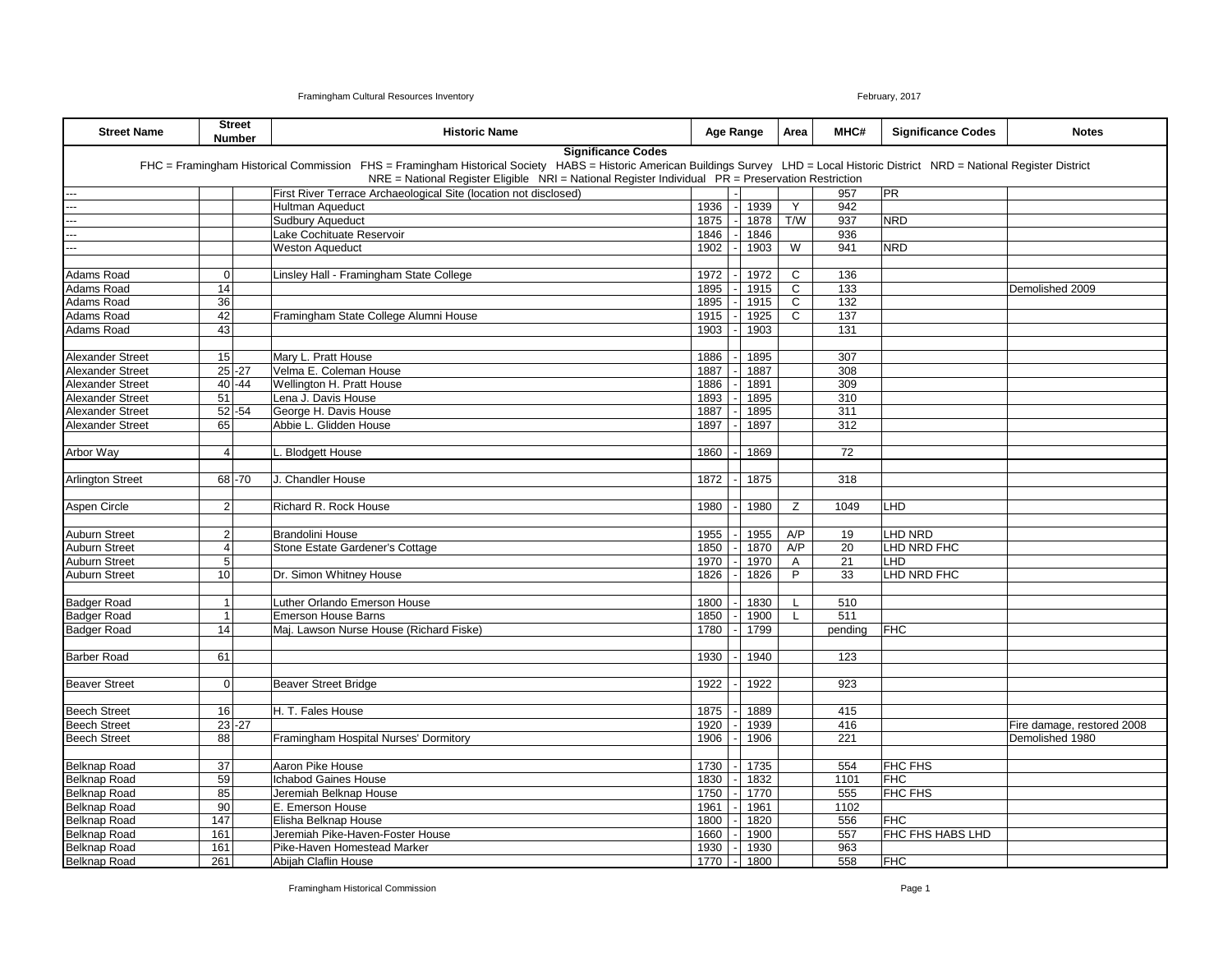| Street Name | Street Number | | Historic Name | Age Range | | | Area | MHC# | Significance Codes | Notes |
|---|---|---|---|---|---|---|---|---|---|---|
| **Significance Codes**<br>FHC = Framingham Historical Commission FHS = Framingham Historical Society HABS = Historic American Buildings Survey LHD = Local Historic District NRD = National Register District<br>NRE = National Register Eligible NRI = National Register Individual PR = Preservation Restriction | | | | | | | | | | |
| --- | | | First River Terrace Archaeological Site (location not disclosed) | | - | | | 957 | PR | |
| --- | | | Hultman Aqueduct | 1936 | - | 1939 | Y | 942 | | |
| --- | | | Sudbury Aqueduct | 1875 | - | 1878 | T/W | 937 | NRD | |
| --- | | | Lake Cochituate Reservoir | 1846 | - | 1846 | | 936 | | |
| --- | | | Weston Aqueduct | 1902 | - | 1903 | W | 941 | NRD | |
| | | | | | | | | | | |
| Adams Road | 0 | | Linsley Hall - Framingham State College | 1972 | - | 1972 | C | 136 | | |
| Adams Road | 14 | | | 1895 | - | 1915 | C | 133 | | Demolished 2009 |
| Adams Road | 36 | | | 1895 | - | 1915 | C | 132 | | |
| Adams Road | 42 | | Framingham State College Alumni House | 1915 | - | 1925 | C | 137 | | |
| Adams Road | 43 | | | 1903 | - | 1903 | | 131 | | |
| | | | | | | | | | | |
| Alexander Street | 15 | | Mary L. Pratt House | 1886 | - | 1895 | | 307 | | |
| Alexander Street | 25 | -27 | Velma E. Coleman House | 1887 | - | 1887 | | 308 | | |
| Alexander Street | 40 | -44 | Wellington H. Pratt House | 1886 | - | 1891 | | 309 | | |
| Alexander Street | 51 | | Lena J. Davis House | 1893 | - | 1895 | | 310 | | |
| Alexander Street | 52 | -54 | George H. Davis House | 1887 | - | 1895 | | 311 | | |
| Alexander Street | 65 | | Abbie L. Glidden House | 1897 | - | 1897 | | 312 | | |
| | | | | | | | | | | |
| Arbor Way | 4 | | L. Blodgett House | 1860 | - | 1869 | | 72 | | |
| | | | | | | | | | | |
| Arlington Street | 68 | -70 | J. Chandler House | 1872 | - | 1875 | | 318 | | |
| | | | | | | | | | | |
| Aspen Circle | 2 | | Richard R. Rock House | 1980 | - | 1980 | Z | 1049 | LHD | |
| | | | | | | | | | | |
| Auburn Street | 2 | | Brandolini House | 1955 | - | 1955 | A/P | 19 | LHD NRD | |
| Auburn Street | 4 | | Stone Estate Gardener's Cottage | 1850 | - | 1870 | A/P | 20 | LHD NRD FHC | |
| Auburn Street | 5 | | | 1970 | - | 1970 | A | 21 | LHD | |
| Auburn Street | 10 | | Dr. Simon Whitney House | 1826 | - | 1826 | P | 33 | LHD NRD FHC | |
| | | | | | | | | | | |
| Badger Road | 1 | | Luther Orlando Emerson House | 1800 | - | 1830 | L | 510 | | |
| Badger Road | 1 | | Emerson House Barns | 1850 | - | 1900 | L | 511 | | |
| Badger Road | 14 | | Maj. Lawson Nurse House (Richard Fiske) | 1780 | - | 1799 | | pending | FHC | |
| | | | | | | | | | | |
| Barber Road | 61 | | | 1930 | - | 1940 | | 123 | | |
| | | | | | | | | | | |
| Beaver Street | 0 | | Beaver Street Bridge | 1922 | - | 1922 | | 923 | | |
| | | | | | | | | | | |
| Beech Street | 16 | | H. T. Fales House | 1875 | - | 1889 | | 415 | | |
| Beech Street | 23 | -27 | | 1920 | - | 1939 | | 416 | | Fire damage, restored 2008 |
| Beech Street | 88 | | Framingham Hospital Nurses' Dormitory | 1906 | - | 1906 | | 221 | | Demolished 1980 |
| | | | | | | | | | | |
| Belknap Road | 37 | | Aaron Pike House | 1730 | - | 1735 | | 554 | FHC FHS | |
| Belknap Road | 59 | | Ichabod Gaines House | 1830 | - | 1832 | | 1101 | FHC | |
| Belknap Road | 85 | | Jeremiah Belknap House | 1750 | - | 1770 | | 555 | FHC FHS | |
| Belknap Road | 90 | | E. Emerson House | 1961 | - | 1961 | | 1102 | | |
| Belknap Road | 147 | | Elisha Belknap House | 1800 | - | 1820 | | 556 | FHC | |
| Belknap Road | 161 | | Jeremiah Pike-Haven-Foster House | 1660 | - | 1900 | | 557 | FHC FHS HABS LHD | |
| Belknap Road | 161 | | Pike-Haven Homestead Marker | 1930 | - | 1930 | | 963 | | |
| Belknap Road | 261 | | Abijah Claflin House | 1770 | - | 1800 | | 558 | FHC | |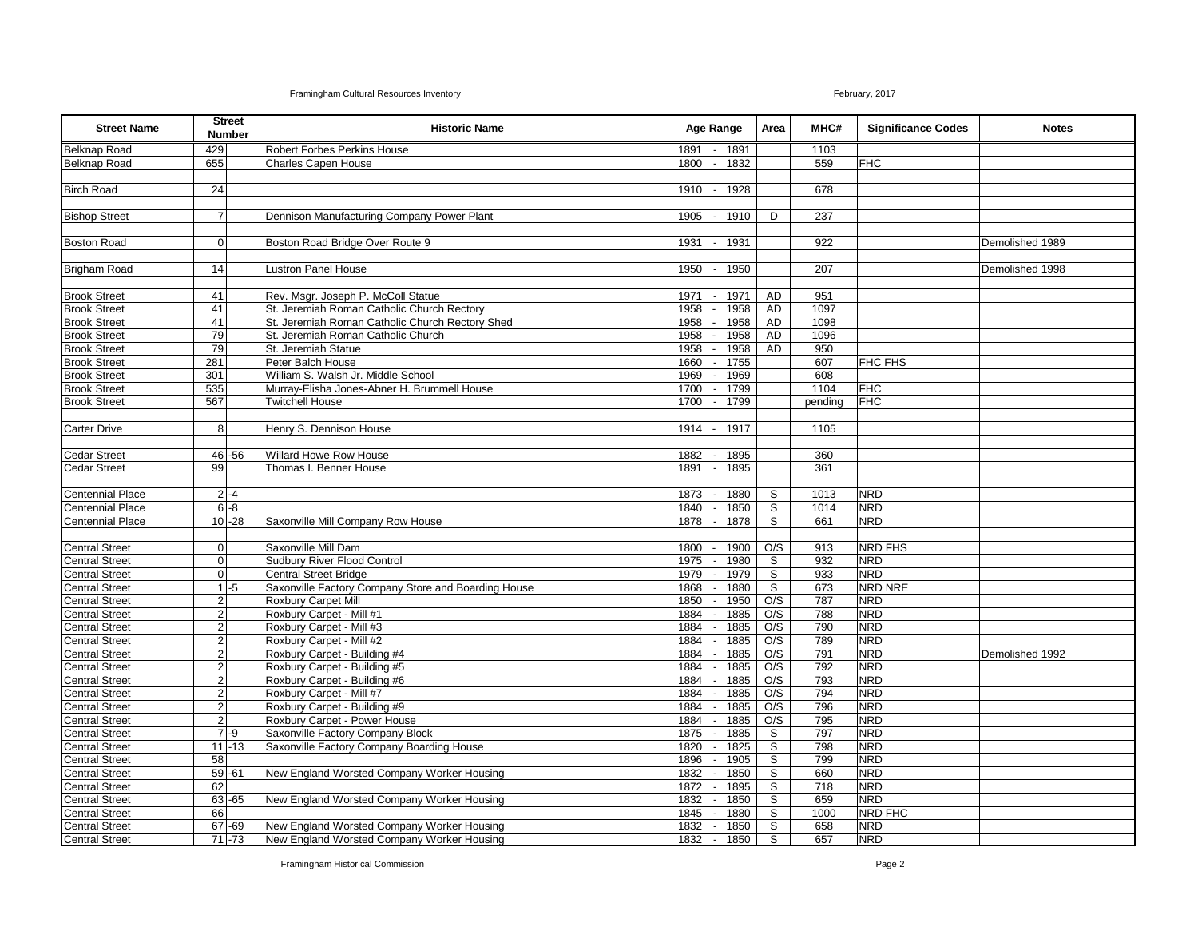| Street Name | Street Number | | Historic Name | Age Range | | | Area | MHC# | Significance Codes | Notes |
|---|---|---|---|---|---|---|---|---|---|---|
| Belknap Road | 429 | | Robert Forbes Perkins House | 1891 | - | 1891 | | 1103 | | |
| Belknap Road | 655 | | Charles Capen House | 1800 | - | 1832 | | 559 | FHC | |
| | | | | | | | | | | |
| Birch Road | 24 | | | 1910 | - | 1928 | | 678 | | |
| | | | | | | | | | | |
| Bishop Street | 7 | | Dennison Manufacturing Company Power Plant | 1905 | - | 1910 | D | 237 | | |
| | | | | | | | | | | |
| Boston Road | 0 | | Boston Road Bridge Over Route 9 | 1931 | - | 1931 | | 922 | | Demolished 1989 |
| | | | | | | | | | | |
| Brigham Road | 14 | | Lustron Panel House | 1950 | - | 1950 | | 207 | | Demolished 1998 |
| | | | | | | | | | | |
| Brook Street | 41 | | Rev. Msgr. Joseph P. McColl Statue | 1971 | - | 1971 | AD | 951 | | |
| Brook Street | 41 | | St. Jeremiah Roman Catholic Church Rectory | 1958 | - | 1958 | AD | 1097 | | |
| Brook Street | 41 | | St. Jeremiah Roman Catholic Church Rectory Shed | 1958 | - | 1958 | AD | 1098 | | |
| Brook Street | 79 | | St. Jeremiah Roman Catholic Church | 1958 | - | 1958 | AD | 1096 | | |
| Brook Street | 79 | | St. Jeremiah Statue | 1958 | - | 1958 | AD | 950 | | |
| Brook Street | 281 | | Peter Balch House | 1660 | - | 1755 | | 607 | FHC FHS | |
| Brook Street | 301 | | William S. Walsh Jr. Middle School | 1969 | - | 1969 | | 608 | | |
| Brook Street | 535 | | Murray-Elisha Jones-Abner H. Brummell House | 1700 | - | 1799 | | 1104 | FHC | |
| Brook Street | 567 | | Twitchell House | 1700 | - | 1799 | | pending | FHC | |
| | | | | | | | | | | |
| Carter Drive | 8 | | Henry S. Dennison House | 1914 | - | 1917 | | 1105 | | |
| | | | | | | | | | | |
| Cedar Street | 46 | -56 | Willard Howe Row House | 1882 | - | 1895 | | 360 | | |
| Cedar Street | 99 | | Thomas I. Benner House | 1891 | - | 1895 | | 361 | | |
| | | | | | | | | | | |
| Centennial Place | 2 | -4 | | 1873 | - | 1880 | S | 1013 | NRD | |
| Centennial Place | 6 | -8 | | 1840 | - | 1850 | S | 1014 | NRD | |
| Centennial Place | 10 | -28 | Saxonville Mill Company Row House | 1878 | - | 1878 | S | 661 | NRD | |
| | | | | | | | | | | |
| Central Street | 0 | | Saxonville Mill Dam | 1800 | - | 1900 | O/S | 913 | NRD FHS | |
| Central Street | 0 | | Sudbury River Flood Control | 1975 | - | 1980 | S | 932 | NRD | |
| Central Street | 0 | | Central Street Bridge | 1979 | - | 1979 | S | 933 | NRD | |
| Central Street | 1 | -5 | Saxonville Factory Company Store and Boarding House | 1868 | - | 1880 | S | 673 | NRD NRE | |
| Central Street | 2 | | Roxbury Carpet Mill | 1850 | - | 1950 | O/S | 787 | NRD | |
| Central Street | 2 | | Roxbury Carpet - Mill #1 | 1884 | - | 1885 | O/S | 788 | NRD | |
| Central Street | 2 | | Roxbury Carpet - Mill #3 | 1884 | - | 1885 | O/S | 790 | NRD | |
| Central Street | 2 | | Roxbury Carpet - Mill #2 | 1884 | - | 1885 | O/S | 789 | NRD | |
| Central Street | 2 | | Roxbury Carpet - Building #4 | 1884 | - | 1885 | O/S | 791 | NRD | Demolished 1992 |
| Central Street | 2 | | Roxbury Carpet - Building #5 | 1884 | - | 1885 | O/S | 792 | NRD | |
| Central Street | 2 | | Roxbury Carpet - Building #6 | 1884 | - | 1885 | O/S | 793 | NRD | |
| Central Street | 2 | | Roxbury Carpet - Mill #7 | 1884 | - | 1885 | O/S | 794 | NRD | |
| Central Street | 2 | | Roxbury Carpet - Building #9 | 1884 | - | 1885 | O/S | 796 | NRD | |
| Central Street | 2 | | Roxbury Carpet - Power House | 1884 | - | 1885 | O/S | 795 | NRD | |
| Central Street | 7 | -9 | Saxonville Factory Company Block | 1875 | - | 1885 | S | 797 | NRD | |
| Central Street | 11 | -13 | Saxonville Factory Company Boarding House | 1820 | - | 1825 | S | 798 | NRD | |
| Central Street | 58 | | | 1896 | - | 1905 | S | 799 | NRD | |
| Central Street | 59 | -61 | New England Worsted Company Worker Housing | 1832 | - | 1850 | S | 660 | NRD | |
| Central Street | 62 | | | 1872 | - | 1895 | S | 718 | NRD | |
| Central Street | 63 | -65 | New England Worsted Company Worker Housing | 1832 | - | 1850 | S | 659 | NRD | |
| Central Street | 66 | | | 1845 | - | 1880 | S | 1000 | NRD FHC | |
| Central Street | 67 | -69 | New England Worsted Company Worker Housing | 1832 | - | 1850 | S | 658 | NRD | |
| Central Street | 71 | -73 | New England Worsted Company Worker Housing | 1832 | - | 1850 | S | 657 | NRD | |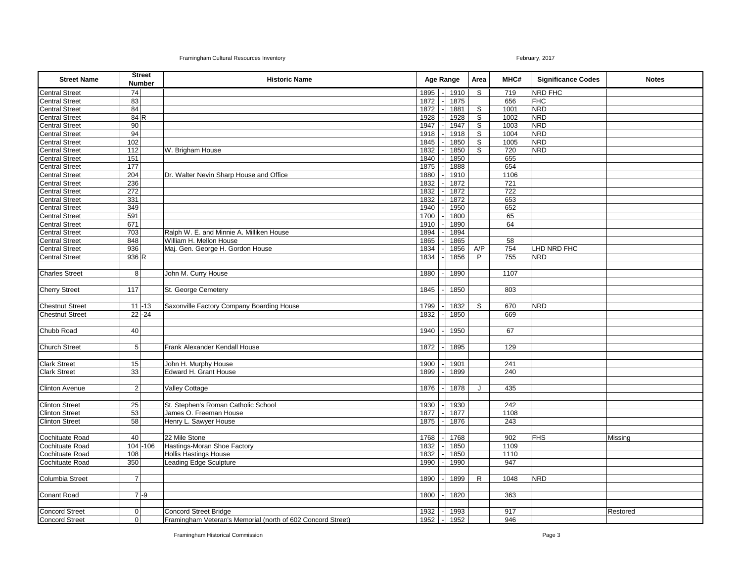| Street Name | Street Number | | Historic Name | Age Range | | | Area | MHC# | Significance Codes | Notes |
|---|---|---|---|---|---|---|---|---|---|---|
| Central Street | 74 | | | 1895 | - | 1910 | S | 719 | NRD FHC | |
| Central Street | 83 | | | 1872 | - | 1875 | | 656 | FHC | |
| Central Street | 84 | | | 1872 | - | 1881 | S | 1001 | NRD | |
| Central Street | 84 | R | | 1928 | - | 1928 | S | 1002 | NRD | |
| Central Street | 90 | | | 1947 | - | 1947 | S | 1003 | NRD | |
| Central Street | 94 | | | 1918 | - | 1918 | S | 1004 | NRD | |
| Central Street | 102 | | | 1845 | - | 1850 | S | 1005 | NRD | |
| Central Street | 112 | | W. Brigham House | 1832 | - | 1850 | S | 720 | NRD | |
| Central Street | 151 | | | 1840 | - | 1850 | | 655 | | |
| Central Street | 177 | | | 1875 | - | 1888 | | 654 | | |
| Central Street | 204 | | Dr. Walter Nevin Sharp House and Office | 1880 | - | 1910 | | 1106 | | |
| Central Street | 236 | | | 1832 | - | 1872 | | 721 | | |
| Central Street | 272 | | | 1832 | - | 1872 | | 722 | | |
| Central Street | 331 | | | 1832 | - | 1872 | | 653 | | |
| Central Street | 349 | | | 1940 | - | 1950 | | 652 | | |
| Central Street | 591 | | | 1700 | - | 1800 | | 65 | | |
| Central Street | 671 | | | 1910 | - | 1890 | | 64 | | |
| Central Street | 703 | | Ralph W. E. and Minnie A. Milliken House | 1894 | - | 1894 | | | | |
| Central Street | 848 | | William H. Mellon House | 1865 | - | 1865 | | 58 | | |
| Central Street | 936 | | Maj. Gen. George H. Gordon House | 1834 | - | 1856 | A/P | 754 | LHD NRD FHC | |
| Central Street | 936 | R | | 1834 | - | 1856 | P | 755 | NRD | |
| | | | | | | | | | | |
| Charles Street | 8 | | John M. Curry House | 1880 | - | 1890 | | 1107 | | |
| | | | | | | | | | | |
| Cherry Street | 117 | | St. George Cemetery | 1845 | - | 1850 | | 803 | | |
| | | | | | | | | | | |
| Chestnut Street | 11 | -13 | Saxonville Factory Company Boarding House | 1799 | - | 1832 | S | 670 | NRD | |
| Chestnut Street | 22 | -24 | | 1832 | - | 1850 | | 669 | | |
| | | | | | | | | | | |
| Chubb Road | 40 | | | 1940 | - | 1950 | | 67 | | |
| | | | | | | | | | | |
| Church Street | 5 | | Frank Alexander Kendall House | 1872 | - | 1895 | | 129 | | |
| | | | | | | | | | | |
| Clark Street | 15 | | John H. Murphy House | 1900 | - | 1901 | | 241 | | |
| Clark Street | 33 | | Edward H. Grant House | 1899 | - | 1899 | | 240 | | |
| | | | | | | | | | | |
| Clinton Avenue | 2 | | Valley Cottage | 1876 | - | 1878 | J | 435 | | |
| | | | | | | | | | | |
| Clinton Street | 25 | | St. Stephen's Roman Catholic School | 1930 | - | 1930 | | 242 | | |
| Clinton Street | 53 | | James O. Freeman House | 1877 | - | 1877 | | 1108 | | |
| Clinton Street | 58 | | Henry L. Sawyer House | 1875 | - | 1876 | | 243 | | |
| | | | | | | | | | | |
| Cochituate Road | 40 | | 22 Mile Stone | 1768 | - | 1768 | | 902 | FHS | Missing |
| Cochituate Road | 104 | -106 | Hastings-Moran Shoe Factory | 1832 | - | 1850 | | 1109 | | |
| Cochituate Road | 108 | | Hollis Hastings House | 1832 | - | 1850 | | 1110 | | |
| Cochituate Road | 350 | | Leading Edge Sculpture | 1990 | - | 1990 | | 947 | | |
| | | | | | | | | | | |
| Columbia Street | 7 | | | 1890 | - | 1899 | R | 1048 | NRD | |
| | | | | | | | | | | |
| Conant Road | 7 | -9 | | 1800 | - | 1820 | | 363 | | |
| | | | | | | | | | | |
| Concord Street | 0 | | Concord Street Bridge | 1932 | - | 1993 | | 917 | | Restored |
| Concord Street | 0 | | Framingham Veteran's Memorial (north of 602 Concord Street) | 1952 | - | 1952 | | 946 | | |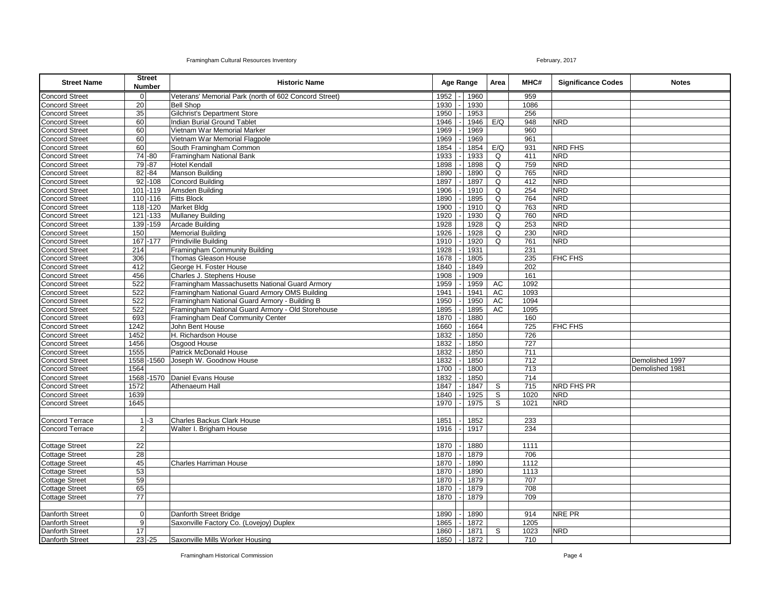| Street Name | Street Number | Historic Name | Age Range | Area | MHC# | Significance Codes | Notes |
|---|---|---|---|---|---|---|---|
| Concord Street | 0 | Veterans' Memorial Park (north of 602 Concord Street) | 1952 - 1960 | | 959 | | |
| Concord Street | 20 | Bell Shop | 1930 - 1930 | | 1086 | | |
| Concord Street | 35 | Gilchrist's Department Store | 1950 - 1953 | | 256 | | |
| Concord Street | 60 | Indian Burial Ground Tablet | 1946 - 1946 | E/Q | 948 | NRD | |
| Concord Street | 60 | Vietnam War Memorial Marker | 1969 - 1969 | | 960 | | |
| Concord Street | 60 | Vietnam War Memorial Flagpole | 1969 - 1969 | | 961 | | |
| Concord Street | 60 | South Framingham Common | 1854 - 1854 | E/Q | 931 | NRD FHS | |
| Concord Street | 74 -80 | Framingham National Bank | 1933 - 1933 | Q | 411 | NRD | |
| Concord Street | 79 -87 | Hotel Kendall | 1898 - 1898 | Q | 759 | NRD | |
| Concord Street | 82 -84 | Manson Building | 1890 - 1890 | Q | 765 | NRD | |
| Concord Street | 92 -108 | Concord Building | 1897 - 1897 | Q | 412 | NRD | |
| Concord Street | 101 -119 | Amsden Building | 1906 - 1910 | Q | 254 | NRD | |
| Concord Street | 110 -116 | Fitts Block | 1890 - 1895 | Q | 764 | NRD | |
| Concord Street | 118 -120 | Market Bldg | 1900 - 1910 | Q | 763 | NRD | |
| Concord Street | 121 -133 | Mullaney Building | 1920 - 1930 | Q | 760 | NRD | |
| Concord Street | 139 -159 | Arcade Building | 1928 1928 | Q | 253 | NRD | |
| Concord Street | 150 | Memorial Building | 1926 - 1928 | Q | 230 | NRD | |
| Concord Street | 167 -177 | Prindiville Building | 1910 - 1920 | Q | 761 | NRD | |
| Concord Street | 214 | Framingham Community Building | 1928 - 1931 | | 231 | | |
| Concord Street | 306 | Thomas Gleason House | 1678 - 1805 | | 235 | FHC FHS | |
| Concord Street | 412 | George H. Foster House | 1840 - 1849 | | 202 | | |
| Concord Street | 456 | Charles J. Stephens House | 1908 - 1909 | | 161 | | |
| Concord Street | 522 | Framingham Massachusetts National Guard Armory | 1959 - 1959 | AC | 1092 | | |
| Concord Street | 522 | Framingham National Guard Armory OMS Building | 1941 - 1941 | AC | 1093 | | |
| Concord Street | 522 | Framingham National Guard Armory - Building B | 1950 - 1950 | AC | 1094 | | |
| Concord Street | 522 | Framingham National Guard Armory - Old Storehouse | 1895 - 1895 | AC | 1095 | | |
| Concord Street | 693 | Framingham Deaf Community Center | 1870 - 1880 | | 160 | | |
| Concord Street | 1242 | John Bent House | 1660 - 1664 | | 725 | FHC FHS | |
| Concord Street | 1452 | H. Richardson House | 1832 - 1850 | | 726 | | |
| Concord Street | 1456 | Osgood House | 1832 - 1850 | | 727 | | |
| Concord Street | 1555 | Patrick McDonald House | 1832 - 1850 | | 711 | | |
| Concord Street | 1558 -1560 | Joseph W. Goodnow House | 1832 - 1850 | | 712 | | Demolished 1997 |
| Concord Street | 1564 | | 1700 - 1800 | | 713 | | Demolished 1981 |
| Concord Street | 1568 -1570 | Daniel Evans House | 1832 - 1850 | | 714 | | |
| Concord Street | 1572 | Athenaeum Hall | 1847 - 1847 | S | 715 | NRD FHS PR | |
| Concord Street | 1639 | | 1840 - 1925 | S | 1020 | NRD | |
| Concord Street | 1645 | | 1970 - 1975 | S | 1021 | NRD | |
| | | | | | | | |
| Concord Terrace | 1 -3 | Charles Backus Clark House | 1851 - 1852 | | 233 | | |
| Concord Terrace | 2 | Walter I. Brigham House | 1916 - 1917 | | 234 | | |
| | | | | | | | |
| Cottage Street | 22 | | 1870 - 1880 | | 1111 | | |
| Cottage Street | 28 | | 1870 - 1879 | | 706 | | |
| Cottage Street | 45 | Charles Harriman House | 1870 - 1890 | | 1112 | | |
| Cottage Street | 53 | | 1870 - 1890 | | 1113 | | |
| Cottage Street | 59 | | 1870 - 1879 | | 707 | | |
| Cottage Street | 65 | | 1870 - 1879 | | 708 | | |
| Cottage Street | 77 | | 1870 - 1879 | | 709 | | |
| | | | | | | | |
| Danforth Street | 0 | Danforth Street Bridge | 1890 - 1890 | | 914 | NRE PR | |
| Danforth Street | 9 | Saxonville Factory Co. (Lovejoy) Duplex | 1865 - 1872 | | 1205 | | |
| Danforth Street | 17 | | 1860 - 1871 | S | 1023 | NRD | |
| Danforth Street | 23 -25 | Saxonville Mills Worker Housing | 1850 - 1872 | | 710 | | |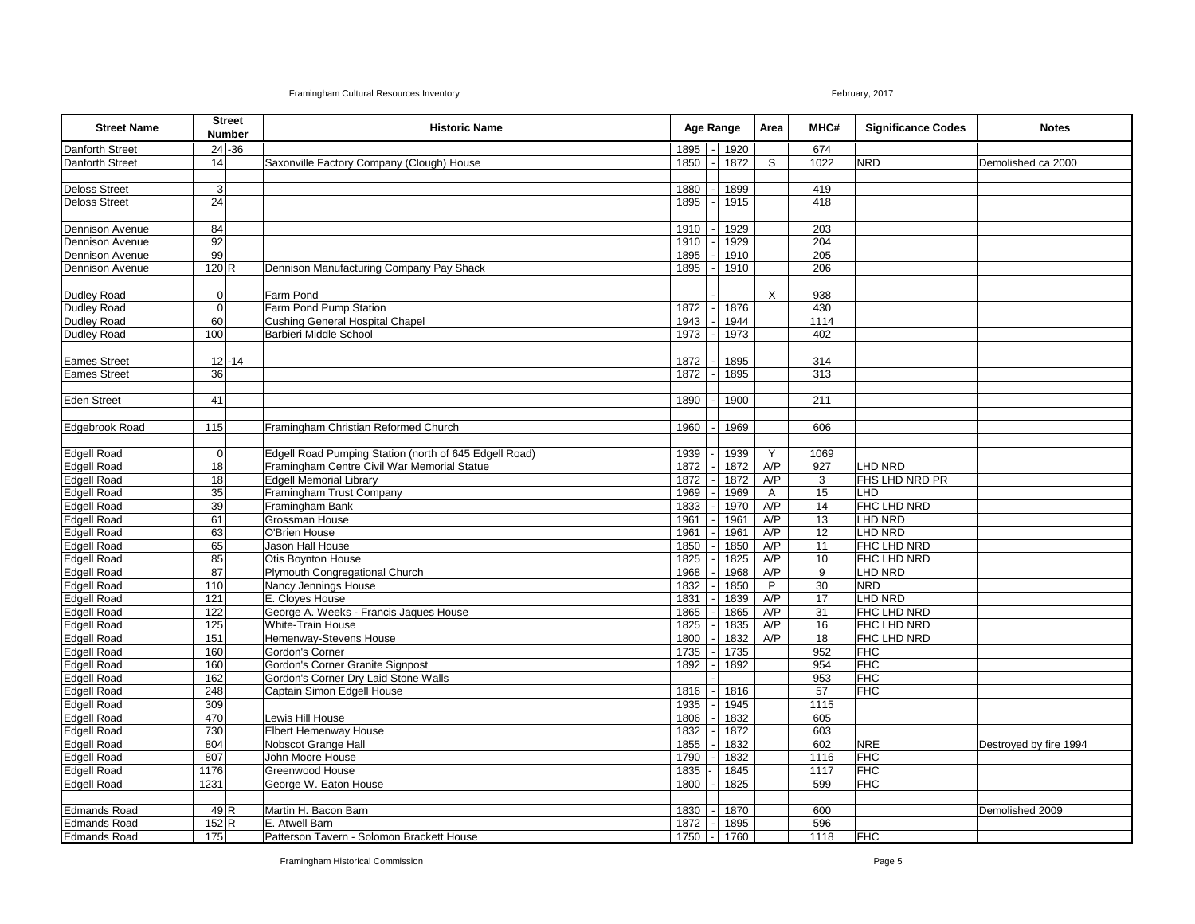| Street Name | Street Number | | Historic Name | Age Range | | | Area | MHC# | Significance Codes | Notes |
|---|---|---|---|---|---|---|---|---|---|---|
| Danforth Street | 24 | -36 | | 1895 | - | 1920 | | 674 | | |
| Danforth Street | 14 | | Saxonville Factory Company (Clough) House | 1850 | - | 1872 | S | 1022 | NRD | Demolished ca 2000 |
| | | | | | | | | | | |
| Deloss Street | 3 | | | 1880 | - | 1899 | | 419 | | |
| Deloss Street | 24 | | | 1895 | - | 1915 | | 418 | | |
| | | | | | | | | | | |
| Dennison Avenue | 84 | | | 1910 | - | 1929 | | 203 | | |
| Dennison Avenue | 92 | | | 1910 | - | 1929 | | 204 | | |
| Dennison Avenue | 99 | | | 1895 | - | 1910 | | 205 | | |
| Dennison Avenue | 120 | R | Dennison Manufacturing Company Pay Shack | 1895 | - | 1910 | | 206 | | |
| | | | | | | | | | | |
| Dudley Road | 0 | | Farm Pond | | - | | X | 938 | | |
| Dudley Road | 0 | | Farm Pond Pump Station | 1872 | - | 1876 | | 430 | | |
| Dudley Road | 60 | | Cushing General Hospital Chapel | 1943 | - | 1944 | | 1114 | | |
| Dudley Road | 100 | | Barbieri Middle School | 1973 | - | 1973 | | 402 | | |
| | | | | | | | | | | |
| Eames Street | 12 | -14 | | 1872 | - | 1895 | | 314 | | |
| Eames Street | 36 | | | 1872 | - | 1895 | | 313 | | |
| | | | | | | | | | | |
| Eden Street | 41 | | | 1890 | - | 1900 | | 211 | | |
| | | | | | | | | | | |
| Edgebrook Road | 115 | | Framingham Christian Reformed Church | 1960 | - | 1969 | | 606 | | |
| | | | | | | | | | | |
| Edgell Road | 0 | | Edgell Road Pumping Station (north of 645 Edgell Road) | 1939 | - | 1939 | Y | 1069 | | |
| Edgell Road | 18 | | Framingham Centre Civil War Memorial Statue | 1872 | - | 1872 | A/P | 927 | LHD NRD | |
| Edgell Road | 18 | | Edgell Memorial Library | 1872 | - | 1872 | A/P | 3 | FHS LHD NRD PR | |
| Edgell Road | 35 | | Framingham Trust Company | 1969 | - | 1969 | A | 15 | LHD | |
| Edgell Road | 39 | | Framingham Bank | 1833 | - | 1970 | A/P | 14 | FHC LHD NRD | |
| Edgell Road | 61 | | Grossman House | 1961 | - | 1961 | A/P | 13 | LHD NRD | |
| Edgell Road | 63 | | O'Brien House | 1961 | - | 1961 | A/P | 12 | LHD NRD | |
| Edgell Road | 65 | | Jason Hall House | 1850 | - | 1850 | A/P | 11 | FHC LHD NRD | |
| Edgell Road | 85 | | Otis Boynton House | 1825 | - | 1825 | A/P | 10 | FHC LHD NRD | |
| Edgell Road | 87 | | Plymouth Congregational Church | 1968 | - | 1968 | A/P | 9 | LHD NRD | |
| Edgell Road | 110 | | Nancy Jennings House | 1832 | - | 1850 | P | 30 | NRD | |
| Edgell Road | 121 | | E. Cloyes House | 1831 | - | 1839 | A/P | 17 | LHD NRD | |
| Edgell Road | 122 | | George A. Weeks - Francis Jaques House | 1865 | - | 1865 | A/P | 31 | FHC LHD NRD | |
| Edgell Road | 125 | | White-Train House | 1825 | - | 1835 | A/P | 16 | FHC LHD NRD | |
| Edgell Road | 151 | | Hemenway-Stevens House | 1800 | - | 1832 | A/P | 18 | FHC LHD NRD | |
| Edgell Road | 160 | | Gordon's Corner | 1735 | - | 1735 | | 952 | FHC | |
| Edgell Road | 160 | | Gordon's Corner Granite Signpost | 1892 | - | 1892 | | 954 | FHC | |
| Edgell Road | 162 | | Gordon's Corner Dry Laid Stone Walls | | - | | | 953 | FHC | |
| Edgell Road | 248 | | Captain Simon Edgell House | 1816 | - | 1816 | | 57 | FHC | |
| Edgell Road | 309 | | | 1935 | - | 1945 | | 1115 | | |
| Edgell Road | 470 | | Lewis Hill House | 1806 | - | 1832 | | 605 | | |
| Edgell Road | 730 | | Elbert Hemenway House | 1832 | - | 1872 | | 603 | | |
| Edgell Road | 804 | | Nobscot Grange Hall | 1855 | - | 1832 | | 602 | NRE | Destroyed by fire 1994 |
| Edgell Road | 807 | | John Moore House | 1790 | - | 1832 | | 1116 | FHC | |
| Edgell Road | 1176 | | Greenwood House | 1835 | - | 1845 | | 1117 | FHC | |
| Edgell Road | 1231 | | George W. Eaton House | 1800 | - | 1825 | | 599 | FHC | |
| | | | | | | | | | | |
| Edmands Road | 49 | R | Martin H. Bacon Barn | 1830 | - | 1870 | | 600 | | Demolished 2009 |
| Edmands Road | 152 | R | E. Atwell Barn | 1872 | - | 1895 | | 596 | | |
| Edmands Road | 175 | | Patterson Tavern - Solomon Brackett House | 1750 | - | 1760 | | 1118 | FHC | |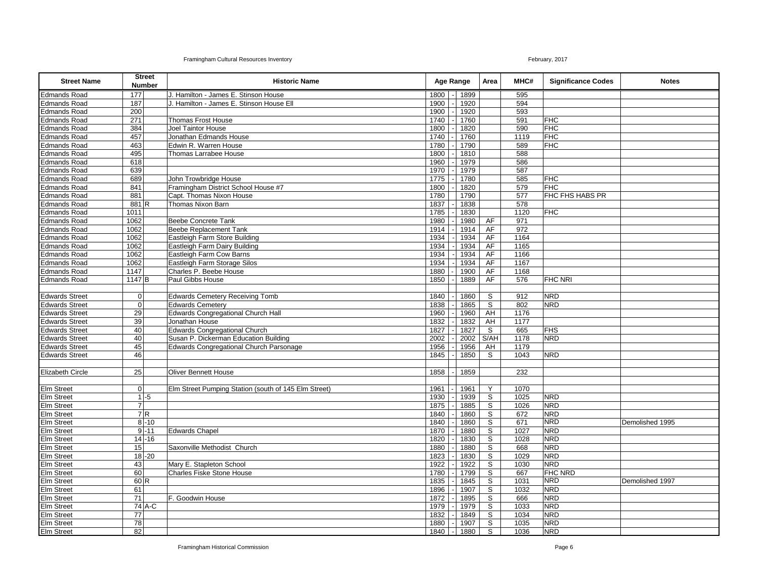| Street Name | Street Number | | Historic Name | Age Range | | Area | MHC# | Significance Codes | Notes |
|---|---|---|---|---|---|---|---|---|---|
| Edmands Road | 177 | | J. Hamilton - James E. Stinson House | 1800 | 1899 | | 595 | | |
| Edmands Road | 187 | | J. Hamilton - James E. Stinson House Ell | 1900 | 1920 | | 594 | | |
| Edmands Road | 200 | | | 1900 | 1920 | | 593 | | |
| Edmands Road | 271 | | Thomas Frost House | 1740 | 1760 | | 591 | FHC | |
| Edmands Road | 384 | | Joel Taintor House | 1800 | 1820 | | 590 | FHC | |
| Edmands Road | 457 | | Jonathan Edmands House | 1740 | 1760 | | 1119 | FHC | |
| Edmands Road | 463 | | Edwin R. Warren House | 1780 | 1790 | | 589 | FHC | |
| Edmands Road | 495 | | Thomas Larrabee House | 1800 | 1810 | | 588 | | |
| Edmands Road | 618 | | | 1960 | 1979 | | 586 | | |
| Edmands Road | 639 | | | 1970 | 1979 | | 587 | | |
| Edmands Road | 689 | | John Trowbridge House | 1775 | 1780 | | 585 | FHC | |
| Edmands Road | 841 | | Framingham District School House #7 | 1800 | 1820 | | 579 | FHC | |
| Edmands Road | 881 | | Capt. Thomas Nixon House | 1780 | 1790 | | 577 | FHC FHS HABS PR | |
| Edmands Road | 881 | R | Thomas Nixon Barn | 1837 | 1838 | | 578 | | |
| Edmands Road | 1011 | | | 1785 | 1830 | | 1120 | FHC | |
| Edmands Road | 1062 | | Beebe Concrete Tank | 1980 | 1980 | AF | 971 | | |
| Edmands Road | 1062 | | Beebe Replacement Tank | 1914 | 1914 | AF | 972 | | |
| Edmands Road | 1062 | | Eastleigh Farm Store Building | 1934 | 1934 | AF | 1164 | | |
| Edmands Road | 1062 | | Eastleigh Farm Dairy Building | 1934 | 1934 | AF | 1165 | | |
| Edmands Road | 1062 | | Eastleigh Farm Cow Barns | 1934 | 1934 | AF | 1166 | | |
| Edmands Road | 1062 | | Eastleigh Farm Storage Silos | 1934 | 1934 | AF | 1167 | | |
| Edmands Road | 1147 | | Charles P. Beebe House | 1880 | 1900 | AF | 1168 | | |
| Edmands Road | 1147 | B | Paul Gibbs House | 1850 | 1889 | AF | 576 | FHC NRI | |
| | | | | | | | | | |
| Edwards Street | 0 | | Edwards Cemetery Receiving Tomb | 1840 | 1860 | S | 912 | NRD | |
| Edwards Street | 0 | | Edwards Cemetery | 1838 | 1865 | S | 802 | NRD | |
| Edwards Street | 29 | | Edwards Congregational Church Hall | 1960 | 1960 | AH | 1176 | | |
| Edwards Street | 39 | | Jonathan House | 1832 | 1832 | AH | 1177 | | |
| Edwards Street | 40 | | Edwards Congregational Church | 1827 | 1827 | S | 665 | FHS | |
| Edwards Street | 40 | | Susan P. Dickerman Education Building | 2002 | 2002 | S/AH | 1178 | NRD | |
| Edwards Street | 45 | | Edwards Congregational Church Parsonage | 1956 | 1956 | AH | 1179 | | |
| Edwards Street | 46 | | | 1845 | 1850 | S | 1043 | NRD | |
| | | | | | | | | | |
| Elizabeth Circle | 25 | | Oliver Bennett House | 1858 | 1859 | | 232 | | |
| | | | | | | | | | |
| Elm Street | 0 | | Elm Street Pumping Station (south of 145 Elm Street) | 1961 | 1961 | Y | 1070 | | |
| Elm Street | 1 | -5 | | 1930 | 1939 | S | 1025 | NRD | |
| Elm Street | 7 | | | 1875 | 1885 | S | 1026 | NRD | |
| Elm Street | 7 | R | | 1840 | 1860 | S | 672 | NRD | |
| Elm Street | 8 | -10 | | 1840 | 1860 | S | 671 | NRD | Demolished 1995 |
| Elm Street | 9 | -11 | Edwards Chapel | 1870 | 1880 | S | 1027 | NRD | |
| Elm Street | 14 | -16 | | 1820 | 1830 | S | 1028 | NRD | |
| Elm Street | 15 | | Saxonville Methodist Church | 1880 | 1880 | S | 668 | NRD | |
| Elm Street | 18 | -20 | | 1823 | 1830 | S | 1029 | NRD | |
| Elm Street | 43 | | Mary E. Stapleton School | 1922 | 1922 | S | 1030 | NRD | |
| Elm Street | 60 | | Charles Fiske Stone House | 1780 | 1799 | S | 667 | FHC NRD | |
| Elm Street | 60 | R | | 1835 | 1845 | S | 1031 | NRD | Demolished 1997 |
| Elm Street | 61 | | | 1896 | 1907 | S | 1032 | NRD | |
| Elm Street | 71 | | F. Goodwin House | 1872 | 1895 | S | 666 | NRD | |
| Elm Street | 74 | A-C | | 1979 | 1979 | S | 1033 | NRD | |
| Elm Street | 77 | | | 1832 | 1849 | S | 1034 | NRD | |
| Elm Street | 78 | | | 1880 | 1907 | S | 1035 | NRD | |
| Elm Street | 82 | | | 1840 | 1880 | S | 1036 | NRD | |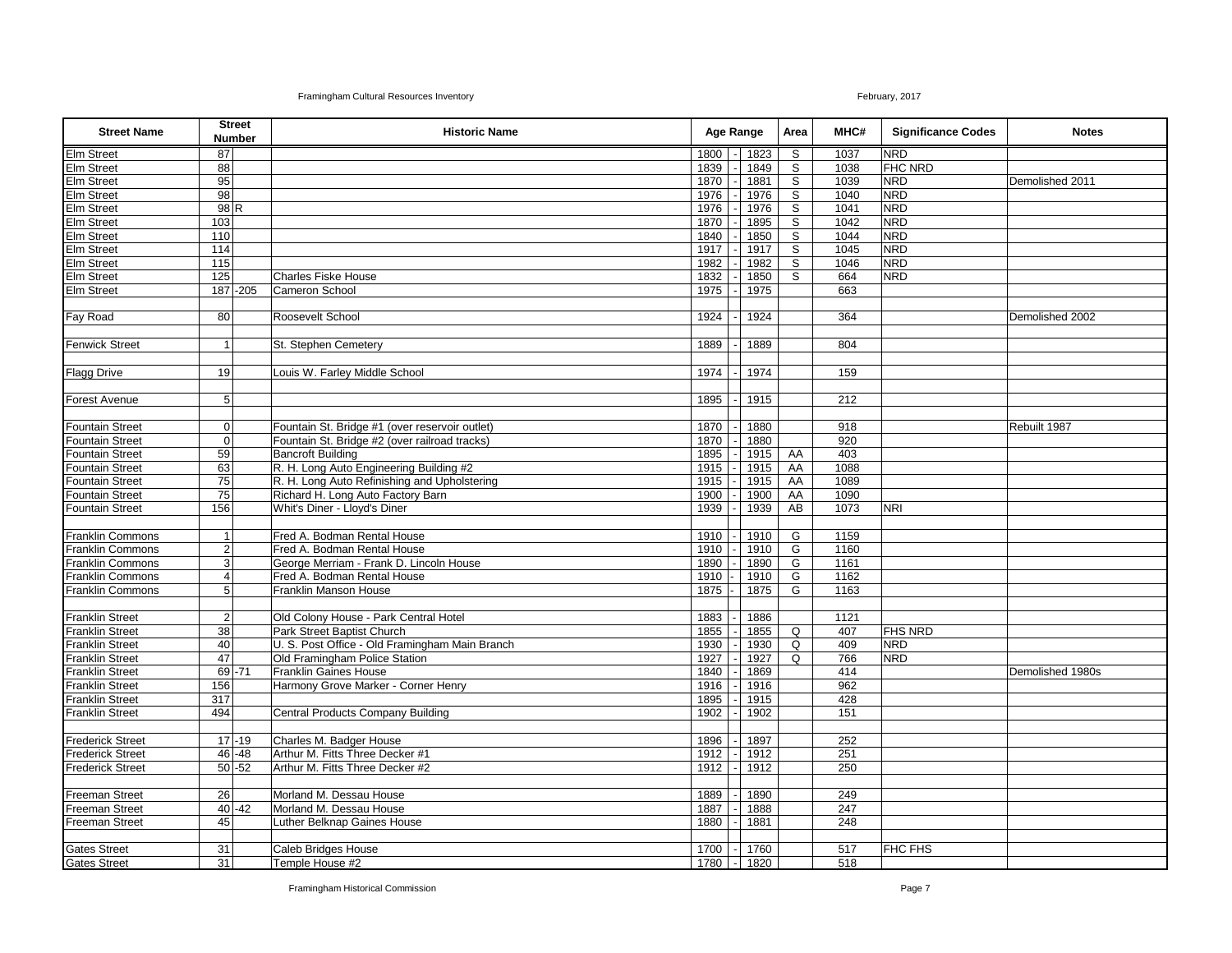| Street Name | Street Number | | Historic Name | Age Range | | | Area | MHC# | Significance Codes | Notes |
|---|---|---|---|---|---|---|---|---|---|---|
| Elm Street | 87 | | | 1800 | - | 1823 | S | 1037 | NRD | |
| Elm Street | 88 | | | 1839 | - | 1849 | S | 1038 | FHC NRD | |
| Elm Street | 95 | | | 1870 | - | 1881 | S | 1039 | NRD | Demolished 2011 |
| Elm Street | 98 | | | 1976 | - | 1976 | S | 1040 | NRD | |
| Elm Street | 98 | R | | 1976 | - | 1976 | S | 1041 | NRD | |
| Elm Street | 103 | | | 1870 | - | 1895 | S | 1042 | NRD | |
| Elm Street | 110 | | | 1840 | - | 1850 | S | 1044 | NRD | |
| Elm Street | 114 | | | 1917 | - | 1917 | S | 1045 | NRD | |
| Elm Street | 115 | | | 1982 | - | 1982 | S | 1046 | NRD | |
| Elm Street | 125 | | Charles Fiske House | 1832 | - | 1850 | S | 664 | NRD | |
| Elm Street | 187 | -205 | Cameron School | 1975 | - | 1975 | | 663 | | |
| | | | | | | | | | | |
| Fay Road | 80 | | Roosevelt School | 1924 | - | 1924 | | 364 | | Demolished 2002 |
| | | | | | | | | | | |
| Fenwick Street | 1 | | St. Stephen Cemetery | 1889 | - | 1889 | | 804 | | |
| | | | | | | | | | | |
| Flagg Drive | 19 | | Louis W. Farley Middle School | 1974 | - | 1974 | | 159 | | |
| | | | | | | | | | | |
| Forest Avenue | 5 | | | 1895 | - | 1915 | | 212 | | |
| | | | | | | | | | | |
| Fountain Street | 0 | | Fountain St. Bridge #1 (over reservoir outlet) | 1870 | - | 1880 | | 918 | | Rebuilt 1987 |
| Fountain Street | 0 | | Fountain St. Bridge #2 (over railroad tracks) | 1870 | - | 1880 | | 920 | | |
| Fountain Street | 59 | | Bancroft Building | 1895 | - | 1915 | AA | 403 | | |
| Fountain Street | 63 | | R. H. Long Auto Engineering Building #2 | 1915 | - | 1915 | AA | 1088 | | |
| Fountain Street | 75 | | R. H. Long Auto Refinishing and Upholstering | 1915 | - | 1915 | AA | 1089 | | |
| Fountain Street | 75 | | Richard H. Long Auto Factory Barn | 1900 | - | 1900 | AA | 1090 | | |
| Fountain Street | 156 | | Whit's Diner - Lloyd's Diner | 1939 | - | 1939 | AB | 1073 | NRI | |
| | | | | | | | | | | |
| Franklin Commons | 1 | | Fred A. Bodman Rental House | 1910 | - | 1910 | G | 1159 | | |
| Franklin Commons | 2 | | Fred A. Bodman Rental House | 1910 | - | 1910 | G | 1160 | | |
| Franklin Commons | 3 | | George Merriam - Frank D. Lincoln House | 1890 | - | 1890 | G | 1161 | | |
| Franklin Commons | 4 | | Fred A. Bodman Rental House | 1910 | - | 1910 | G | 1162 | | |
| Franklin Commons | 5 | | Franklin Manson House | 1875 | - | 1875 | G | 1163 | | |
| | | | | | | | | | | |
| Franklin Street | 2 | | Old Colony House - Park Central Hotel | 1883 | - | 1886 | | 1121 | | |
| Franklin Street | 38 | | Park Street Baptist Church | 1855 | - | 1855 | Q | 407 | FHS NRD | |
| Franklin Street | 40 | | U. S. Post Office - Old Framingham Main Branch | 1930 | - | 1930 | Q | 409 | NRD | |
| Franklin Street | 47 | | Old Framingham Police Station | 1927 | - | 1927 | Q | 766 | NRD | |
| Franklin Street | 69 | -71 | Franklin Gaines House | 1840 | - | 1869 | | 414 | | Demolished 1980s |
| Franklin Street | 156 | | Harmony Grove Marker - Corner Henry | 1916 | - | 1916 | | 962 | | |
| Franklin Street | 317 | | | 1895 | - | 1915 | | 428 | | |
| Franklin Street | 494 | | Central Products Company Building | 1902 | - | 1902 | | 151 | | |
| | | | | | | | | | | |
| Frederick Street | 17 | -19 | Charles M. Badger House | 1896 | - | 1897 | | 252 | | |
| Frederick Street | 46 | -48 | Arthur M. Fitts Three Decker #1 | 1912 | - | 1912 | | 251 | | |
| Frederick Street | 50 | -52 | Arthur M. Fitts Three Decker #2 | 1912 | - | 1912 | | 250 | | |
| | | | | | | | | | | |
| Freeman Street | 26 | | Morland M. Dessau House | 1889 | - | 1890 | | 249 | | |
| Freeman Street | 40 | -42 | Morland M. Dessau House | 1887 | - | 1888 | | 247 | | |
| Freeman Street | 45 | | Luther Belknap Gaines House | 1880 | - | 1881 | | 248 | | |
| | | | | | | | | | | |
| Gates Street | 31 | | Caleb Bridges House | 1700 | - | 1760 | | 517 | FHC FHS | |
| Gates Street | 31 | | Temple House #2 | 1780 | - | 1820 | | 518 | | |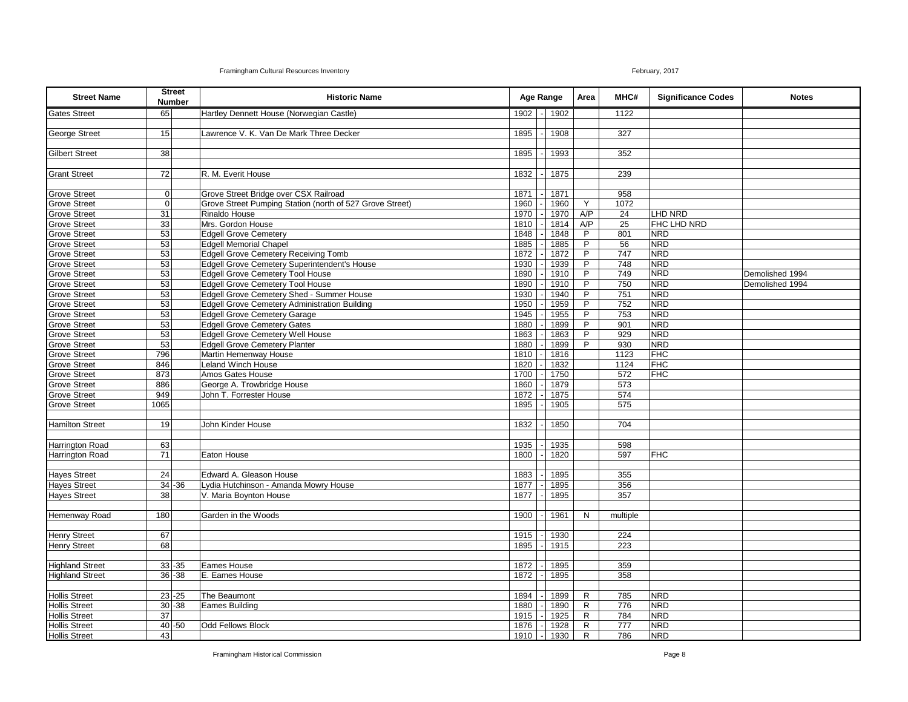| Street Name | Street Number | | Historic Name | Age Range | | | Area | MHC# | Significance Codes | Notes |
|---|---|---|---|---|---|---|---|---|---|---|
| Gates Street | 65 | | Hartley Dennett House (Norwegian Castle) | 1902 | - | 1902 | | 1122 | | |
| | | | | | | | | | | |
| George Street | 15 | | Lawrence V. K. Van De Mark Three Decker | 1895 | - | 1908 | | 327 | | |
| | | | | | | | | | | |
| Gilbert Street | 38 | | | 1895 | - | 1993 | | 352 | | |
| | | | | | | | | | | |
| Grant Street | 72 | | R. M. Everit House | 1832 | - | 1875 | | 239 | | |
| | | | | | | | | | | |
| Grove Street | 0 | | Grove Street Bridge over CSX Railroad | 1871 | - | 1871 | | 958 | | |
| Grove Street | 0 | | Grove Street Pumping Station (north of 527 Grove Street) | 1960 | - | 1960 | Y | 1072 | | |
| Grove Street | 31 | | Rinaldo House | 1970 | - | 1970 | A/P | 24 | LHD NRD | |
| Grove Street | 33 | | Mrs. Gordon House | 1810 | - | 1814 | A/P | 25 | FHC LHD NRD | |
| Grove Street | 53 | | Edgell Grove Cemetery | 1848 | - | 1848 | P | 801 | NRD | |
| Grove Street | 53 | | Edgell Memorial Chapel | 1885 | - | 1885 | P | 56 | NRD | |
| Grove Street | 53 | | Edgell Grove Cemetery Receiving Tomb | 1872 | - | 1872 | P | 747 | NRD | |
| Grove Street | 53 | | Edgell Grove Cemetery Superintendent's House | 1930 | - | 1939 | P | 748 | NRD | |
| Grove Street | 53 | | Edgell Grove Cemetery Tool House | 1890 | - | 1910 | P | 749 | NRD | Demolished 1994 |
| Grove Street | 53 | | Edgell Grove Cemetery Tool House | 1890 | - | 1910 | P | 750 | NRD | Demolished 1994 |
| Grove Street | 53 | | Edgell Grove Cemetery Shed - Summer House | 1930 | - | 1940 | P | 751 | NRD | |
| Grove Street | 53 | | Edgell Grove Cemetery Administration Building | 1950 | - | 1959 | P | 752 | NRD | |
| Grove Street | 53 | | Edgell Grove Cemetery Garage | 1945 | - | 1955 | P | 753 | NRD | |
| Grove Street | 53 | | Edgell Grove Cemetery Gates | 1880 | - | 1899 | P | 901 | NRD | |
| Grove Street | 53 | | Edgell Grove Cemetery Well House | 1863 | - | 1863 | P | 929 | NRD | |
| Grove Street | 53 | | Edgell Grove Cemetery Planter | 1880 | - | 1899 | P | 930 | NRD | |
| Grove Street | 796 | | Martin Hemenway House | 1810 | - | 1816 | | 1123 | FHC | |
| Grove Street | 846 | | Leland Winch House | 1820 | - | 1832 | | 1124 | FHC | |
| Grove Street | 873 | | Amos Gates House | 1700 | - | 1750 | | 572 | FHC | |
| Grove Street | 886 | | George A. Trowbridge House | 1860 | - | 1879 | | 573 | | |
| Grove Street | 949 | | John T. Forrester House | 1872 | - | 1875 | | 574 | | |
| Grove Street | 1065 | | | 1895 | - | 1905 | | 575 | | |
| | | | | | | | | | | |
| Hamilton Street | 19 | | John Kinder House | 1832 | - | 1850 | | 704 | | |
| | | | | | | | | | | |
| Harrington Road | 63 | | | 1935 | - | 1935 | | 598 | | |
| Harrington Road | 71 | | Eaton House | 1800 | - | 1820 | | 597 | FHC | |
| | | | | | | | | | | |
| Hayes Street | 24 | | Edward A. Gleason House | 1883 | - | 1895 | | 355 | | |
| Hayes Street | 34 | -36 | Lydia Hutchinson - Amanda Mowry House | 1877 | - | 1895 | | 356 | | |
| Hayes Street | 38 | | V. Maria Boynton House | 1877 | - | 1895 | | 357 | | |
| | | | | | | | | | | |
| Hemenway Road | 180 | | Garden in the Woods | 1900 | - | 1961 | N | multiple | | |
| | | | | | | | | | | |
| Henry Street | 67 | | | 1915 | - | 1930 | | 224 | | |
| Henry Street | 68 | | | 1895 | - | 1915 | | 223 | | |
| | | | | | | | | | | |
| Highland Street | 33 | -35 | Eames House | 1872 | - | 1895 | | 359 | | |
| Highland Street | 36 | -38 | E. Eames House | 1872 | - | 1895 | | 358 | | |
| | | | | | | | | | | |
| Hollis Street | 23 | -25 | The Beaumont | 1894 | - | 1899 | R | 785 | NRD | |
| Hollis Street | 30 | -38 | Eames Building | 1880 | - | 1890 | R | 776 | NRD | |
| Hollis Street | 37 | | | 1915 | - | 1925 | R | 784 | NRD | |
| Hollis Street | 40 | -50 | Odd Fellows Block | 1876 | - | 1928 | R | 777 | NRD | |
| Hollis Street | 43 | | | 1910 | - | 1930 | R | 786 | NRD | |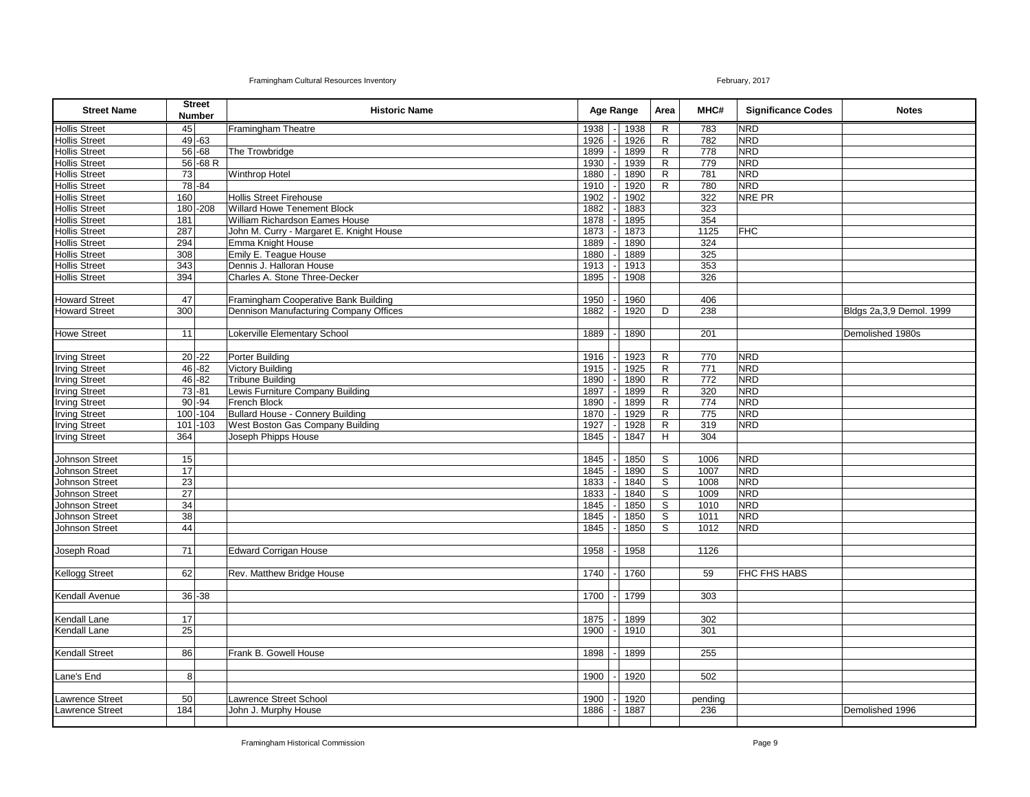| Street Name | Street Number | | Historic Name | Age Range | | | Area | MHC# | Significance Codes | Notes |
|---|---|---|---|---|---|---|---|---|---|---|
| Hollis Street | 45 | | Framingham Theatre | 1938 | - | 1938 | R | 783 | NRD | |
| Hollis Street | 49 | -63 | | 1926 | - | 1926 | R | 782 | NRD | |
| Hollis Street | 56 | -68 | The Trowbridge | 1899 | - | 1899 | R | 778 | NRD | |
| Hollis Street | 56 | -68 R | | 1930 | - | 1939 | R | 779 | NRD | |
| Hollis Street | 73 | | Winthrop Hotel | 1880 | - | 1890 | R | 781 | NRD | |
| Hollis Street | 78 | -84 | | 1910 | - | 1920 | R | 780 | NRD | |
| Hollis Street | 160 | | Hollis Street Firehouse | 1902 | - | 1902 | | 322 | NRE PR | |
| Hollis Street | 180 | -208 | Willard Howe Tenement Block | 1882 | - | 1883 | | 323 | | |
| Hollis Street | 181 | | William Richardson Eames House | 1878 | - | 1895 | | 354 | | |
| Hollis Street | 287 | | John M. Curry - Margaret E. Knight House | 1873 | - | 1873 | | 1125 | FHC | |
| Hollis Street | 294 | | Emma Knight House | 1889 | - | 1890 | | 324 | | |
| Hollis Street | 308 | | Emily E. Teague House | 1880 | - | 1889 | | 325 | | |
| Hollis Street | 343 | | Dennis J. Halloran House | 1913 | - | 1913 | | 353 | | |
| Hollis Street | 394 | | Charles A. Stone Three-Decker | 1895 | - | 1908 | | 326 | | |
| | | | | | | | | | | |
| Howard Street | 47 | | Framingham Cooperative Bank Building | 1950 | - | 1960 | | 406 | | |
| Howard Street | 300 | | Dennison Manufacturing Company Offices | 1882 | - | 1920 | D | 238 | | Bldgs 2a,3,9 Demol. 1999 |
| | | | | | | | | | | |
| Howe Street | 11 | | Lokerville Elementary School | 1889 | - | 1890 | | 201 | | Demolished 1980s |
| | | | | | | | | | | |
| Irving Street | 20 | -22 | Porter Building | 1916 | - | 1923 | R | 770 | NRD | |
| Irving Street | 46 | -82 | Victory Building | 1915 | - | 1925 | R | 771 | NRD | |
| Irving Street | 46 | -82 | Tribune Building | 1890 | - | 1890 | R | 772 | NRD | |
| Irving Street | 73 | -81 | Lewis Furniture Company Building | 1897 | - | 1899 | R | 320 | NRD | |
| Irving Street | 90 | -94 | French Block | 1890 | - | 1899 | R | 774 | NRD | |
| Irving Street | 100 | -104 | Bullard House - Connery Building | 1870 | - | 1929 | R | 775 | NRD | |
| Irving Street | 101 | -103 | West Boston Gas Company Building | 1927 | - | 1928 | R | 319 | NRD | |
| Irving Street | 364 | | Joseph Phipps House | 1845 | - | 1847 | H | 304 | | |
| | | | | | | | | | | |
| Johnson Street | 15 | | | 1845 | - | 1850 | S | 1006 | NRD | |
| Johnson Street | 17 | | | 1845 | - | 1890 | S | 1007 | NRD | |
| Johnson Street | 23 | | | 1833 | - | 1840 | S | 1008 | NRD | |
| Johnson Street | 27 | | | 1833 | - | 1840 | S | 1009 | NRD | |
| Johnson Street | 34 | | | 1845 | - | 1850 | S | 1010 | NRD | |
| Johnson Street | 38 | | | 1845 | - | 1850 | S | 1011 | NRD | |
| Johnson Street | 44 | | | 1845 | - | 1850 | S | 1012 | NRD | |
| | | | | | | | | | | |
| Joseph Road | 71 | | Edward Corrigan House | 1958 | - | 1958 | | 1126 | | |
| | | | | | | | | | | |
| Kellogg Street | 62 | | Rev. Matthew Bridge House | 1740 | - | 1760 | | 59 | FHC FHS HABS | |
| | | | | | | | | | | |
| Kendall Avenue | 36 | -38 | | 1700 | - | 1799 | | 303 | | |
| | | | | | | | | | | |
| Kendall Lane | 17 | | | 1875 | - | 1899 | | 302 | | |
| Kendall Lane | 25 | | | 1900 | - | 1910 | | 301 | | |
| | | | | | | | | | | |
| Kendall Street | 86 | | Frank B. Gowell House | 1898 | - | 1899 | | 255 | | |
| | | | | | | | | | | |
| Lane's End | 8 | | | 1900 | - | 1920 | | 502 | | |
| | | | | | | | | | | |
| Lawrence Street | 50 | | Lawrence Street School | 1900 | - | 1920 | | pending | | |
| Lawrence Street | 184 | | John J. Murphy House | 1886 | - | 1887 | | 236 | | Demolished 1996 |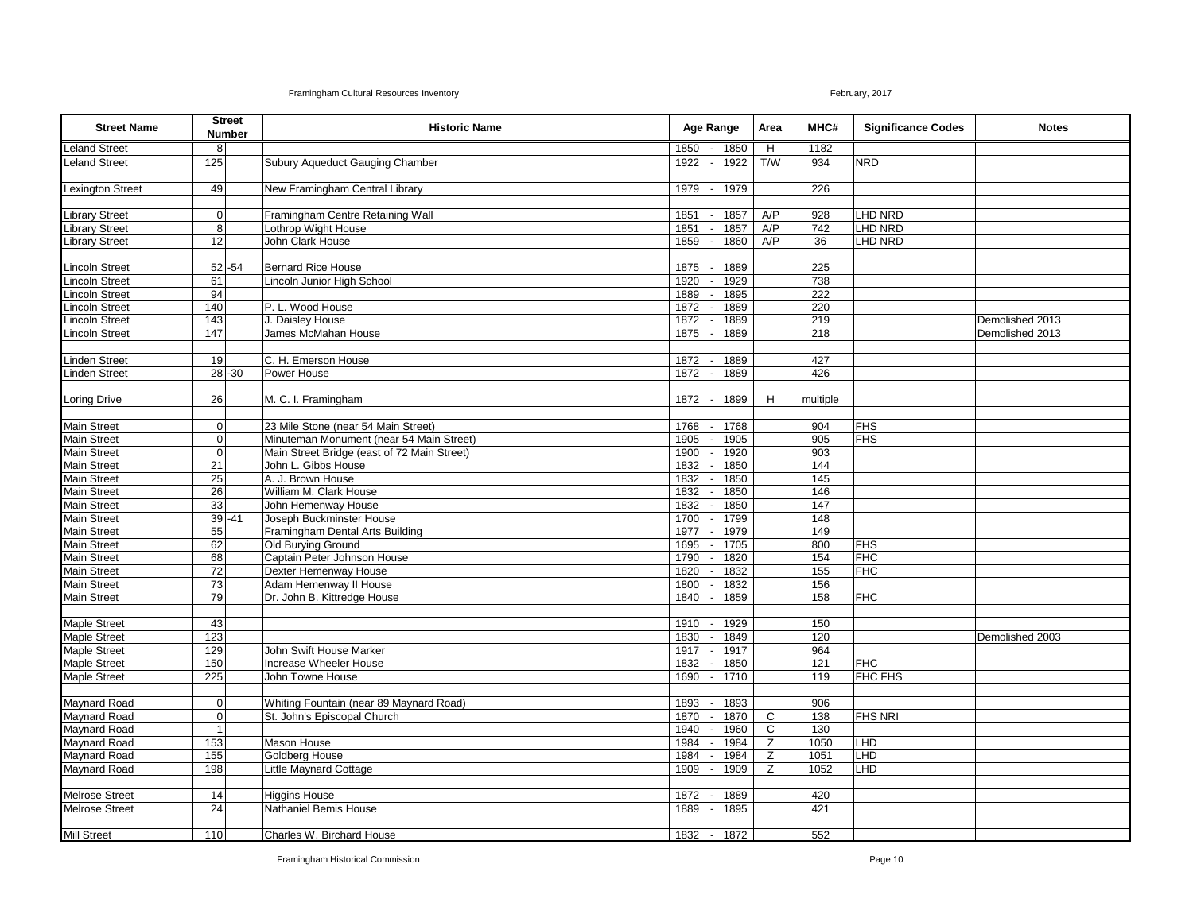| Street Name | Street Number | Historic Name | Age Range | Area | MHC# | Significance Codes | Notes |
|---|---|---|---|---|---|---|---|
| Leland Street | 8 | | 1850 - 1850 | H | 1182 | | |
| Leland Street | 125 | Subury Aqueduct Gauging Chamber | 1922 - 1922 | T/W | 934 | NRD | |
| | | | | | | | |
| Lexington Street | 49 | New Framingham Central Library | 1979 - 1979 | | 226 | | |
| | | | | | | | |
| Library Street | 0 | Framingham Centre Retaining Wall | 1851 - 1857 | A/P | 928 | LHD NRD | |
| Library Street | 8 | Lothrop Wight House | 1851 - 1857 | A/P | 742 | LHD NRD | |
| Library Street | 12 | John Clark House | 1859 - 1860 | A/P | 36 | LHD NRD | |
| | | | | | | | |
| Lincoln Street | 52 -54 | Bernard Rice House | 1875 - 1889 | | 225 | | |
| Lincoln Street | 61 | Lincoln Junior High School | 1920 - 1929 | | 738 | | |
| Lincoln Street | 94 | | 1889 - 1895 | | 222 | | |
| Lincoln Street | 140 | P. L. Wood House | 1872 - 1889 | | 220 | | |
| Lincoln Street | 143 | J. Daisley House | 1872 - 1889 | | 219 | | Demolished 2013 |
| Lincoln Street | 147 | James McMahan House | 1875 - 1889 | | 218 | | Demolished 2013 |
| | | | | | | | |
| Linden Street | 19 | C. H. Emerson House | 1872 - 1889 | | 427 | | |
| Linden Street | 28 -30 | Power House | 1872 - 1889 | | 426 | | |
| | | | | | | | |
| Loring Drive | 26 | M. C. I. Framingham | 1872 - 1899 | H | multiple | | |
| | | | | | | | |
| Main Street | 0 | 23 Mile Stone (near 54 Main Street) | 1768 - 1768 | | 904 | FHS | |
| Main Street | 0 | Minuteman Monument (near 54 Main Street) | 1905 - 1905 | | 905 | FHS | |
| Main Street | 0 | Main Street Bridge (east of 72 Main Street) | 1900 - 1920 | | 903 | | |
| Main Street | 21 | John L. Gibbs House | 1832 - 1850 | | 144 | | |
| Main Street | 25 | A. J. Brown House | 1832 - 1850 | | 145 | | |
| Main Street | 26 | William M. Clark House | 1832 - 1850 | | 146 | | |
| Main Street | 33 | John Hemenway House | 1832 - 1850 | | 147 | | |
| Main Street | 39 -41 | Joseph Buckminster House | 1700 - 1799 | | 148 | | |
| Main Street | 55 | Framingham Dental Arts Building | 1977 - 1979 | | 149 | | |
| Main Street | 62 | Old Burying Ground | 1695 - 1705 | | 800 | FHS | |
| Main Street | 68 | Captain Peter Johnson House | 1790 - 1820 | | 154 | FHC | |
| Main Street | 72 | Dexter Hemenway House | 1820 - 1832 | | 155 | FHC | |
| Main Street | 73 | Adam Hemenway II House | 1800 - 1832 | | 156 | | |
| Main Street | 79 | Dr. John B. Kittredge House | 1840 - 1859 | | 158 | FHC | |
| | | | | | | | |
| Maple Street | 43 | | 1910 - 1929 | | 150 | | |
| Maple Street | 123 | | 1830 - 1849 | | 120 | | Demolished 2003 |
| Maple Street | 129 | John Swift House Marker | 1917 - 1917 | | 964 | | |
| Maple Street | 150 | Increase Wheeler House | 1832 - 1850 | | 121 | FHC | |
| Maple Street | 225 | John Towne House | 1690 - 1710 | | 119 | FHC FHS | |
| | | | | | | | |
| Maynard Road | 0 | Whiting Fountain (near 89 Maynard Road) | 1893 - 1893 | | 906 | | |
| Maynard Road | 0 | St. John's Episcopal Church | 1870 - 1870 | C | 138 | FHS NRI | |
| Maynard Road | 1 | | 1940 - 1960 | C | 130 | | |
| Maynard Road | 153 | Mason House | 1984 - 1984 | Z | 1050 | LHD | |
| Maynard Road | 155 | Goldberg House | 1984 - 1984 | Z | 1051 | LHD | |
| Maynard Road | 198 | Little Maynard Cottage | 1909 - 1909 | Z | 1052 | LHD | |
| | | | | | | | |
| Melrose Street | 14 | Higgins House | 1872 - 1889 | | 420 | | |
| Melrose Street | 24 | Nathaniel Bemis House | 1889 - 1895 | | 421 | | |
| | | | | | | | |
| Mill Street | 110 | Charles W. Birchard House | 1832 - 1872 | | 552 | | |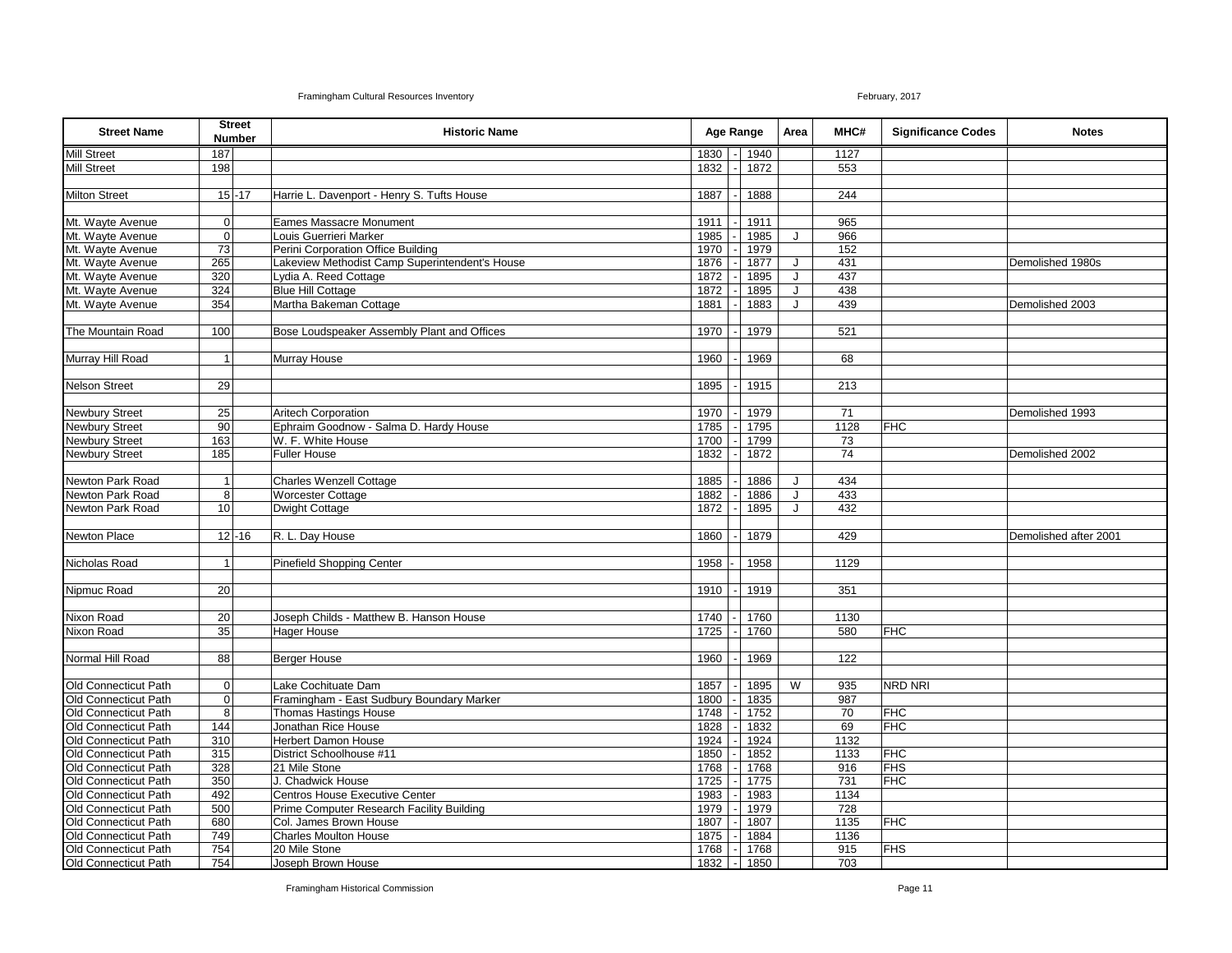| Street Name | Street Number | | Historic Name | Age Range | | Area | MHC# | Significance Codes | Notes |
|---|---|---|---|---|---|---|---|---|---|
| Mill Street | 187 | | | 1830 | 1940 | | 1127 | | |
| Mill Street | 198 | | | 1832 | 1872 | | 553 | | |
| | | | | | | | | | |
| Milton Street | 15 | -17 | Harrie L. Davenport - Henry S. Tufts House | 1887 | 1888 | | 244 | | |
| | | | | | | | | | |
| Mt. Wayte Avenue | 0 | | Eames Massacre Monument | 1911 | 1911 | | 965 | | |
| Mt. Wayte Avenue | 0 | | Louis Guerrieri Marker | 1985 | 1985 | J | 966 | | |
| Mt. Wayte Avenue | 73 | | Perini Corporation Office Building | 1970 | 1979 | | 152 | | |
| Mt. Wayte Avenue | 265 | | Lakeview Methodist Camp Superintendent's House | 1876 | 1877 | J | 431 | | Demolished 1980s |
| Mt. Wayte Avenue | 320 | | Lydia A. Reed Cottage | 1872 | 1895 | J | 437 | | |
| Mt. Wayte Avenue | 324 | | Blue Hill Cottage | 1872 | 1895 | J | 438 | | |
| Mt. Wayte Avenue | 354 | | Martha Bakeman Cottage | 1881 | 1883 | J | 439 | | Demolished 2003 |
| | | | | | | | | | |
| The Mountain Road | 100 | | Bose Loudspeaker Assembly Plant and Offices | 1970 | 1979 | | 521 | | |
| | | | | | | | | | |
| Murray Hill Road | 1 | | Murray House | 1960 | 1969 | | 68 | | |
| | | | | | | | | | |
| Nelson Street | 29 | | | 1895 | 1915 | | 213 | | |
| | | | | | | | | | |
| Newbury Street | 25 | | Aritech Corporation | 1970 | 1979 | | 71 | | Demolished 1993 |
| Newbury Street | 90 | | Ephraim Goodnow - Salma D. Hardy House | 1785 | 1795 | | 1128 | FHC | |
| Newbury Street | 163 | | W. F. White House | 1700 | 1799 | | 73 | | |
| Newbury Street | 185 | | Fuller House | 1832 | 1872 | | 74 | | Demolished 2002 |
| | | | | | | | | | |
| Newton Park Road | 1 | | Charles Wenzell Cottage | 1885 | 1886 | J | 434 | | |
| Newton Park Road | 8 | | Worcester Cottage | 1882 | 1886 | J | 433 | | |
| Newton Park Road | 10 | | Dwight Cottage | 1872 | 1895 | J | 432 | | |
| | | | | | | | | | |
| Newton Place | 12 | -16 | R. L. Day House | 1860 | 1879 | | 429 | | Demolished after 2001 |
| | | | | | | | | | |
| Nicholas Road | 1 | | Pinefield Shopping Center | 1958 | 1958 | | 1129 | | |
| | | | | | | | | | |
| Nipmuc Road | 20 | | | 1910 | 1919 | | 351 | | |
| | | | | | | | | | |
| Nixon Road | 20 | | Joseph Childs - Matthew B. Hanson House | 1740 | 1760 | | 1130 | | |
| Nixon Road | 35 | | Hager House | 1725 | 1760 | | 580 | FHC | |
| | | | | | | | | | |
| Normal Hill Road | 88 | | Berger House | 1960 | 1969 | | 122 | | |
| | | | | | | | | | |
| Old Connecticut Path | 0 | | Lake Cochituate Dam | 1857 | 1895 | W | 935 | NRD NRI | |
| Old Connecticut Path | 0 | | Framingham - East Sudbury Boundary Marker | 1800 | 1835 | | 987 | | |
| Old Connecticut Path | 8 | | Thomas Hastings House | 1748 | 1752 | | 70 | FHC | |
| Old Connecticut Path | 144 | | Jonathan Rice House | 1828 | 1832 | | 69 | FHC | |
| Old Connecticut Path | 310 | | Herbert Damon House | 1924 | 1924 | | 1132 | | |
| Old Connecticut Path | 315 | | District Schoolhouse #11 | 1850 | 1852 | | 1133 | FHC | |
| Old Connecticut Path | 328 | | 21 Mile Stone | 1768 | 1768 | | 916 | FHS | |
| Old Connecticut Path | 350 | | J. Chadwick House | 1725 | 1775 | | 731 | FHC | |
| Old Connecticut Path | 492 | | Centros House Executive Center | 1983 | 1983 | | 1134 | | |
| Old Connecticut Path | 500 | | Prime Computer Research Facility Building | 1979 | 1979 | | 728 | | |
| Old Connecticut Path | 680 | | Col. James Brown House | 1807 | 1807 | | 1135 | FHC | |
| Old Connecticut Path | 749 | | Charles Moulton House | 1875 | 1884 | | 1136 | | |
| Old Connecticut Path | 754 | | 20 Mile Stone | 1768 | 1768 | | 915 | FHS | |
| Old Connecticut Path | 754 | | Joseph Brown House | 1832 | 1850 | | 703 | | |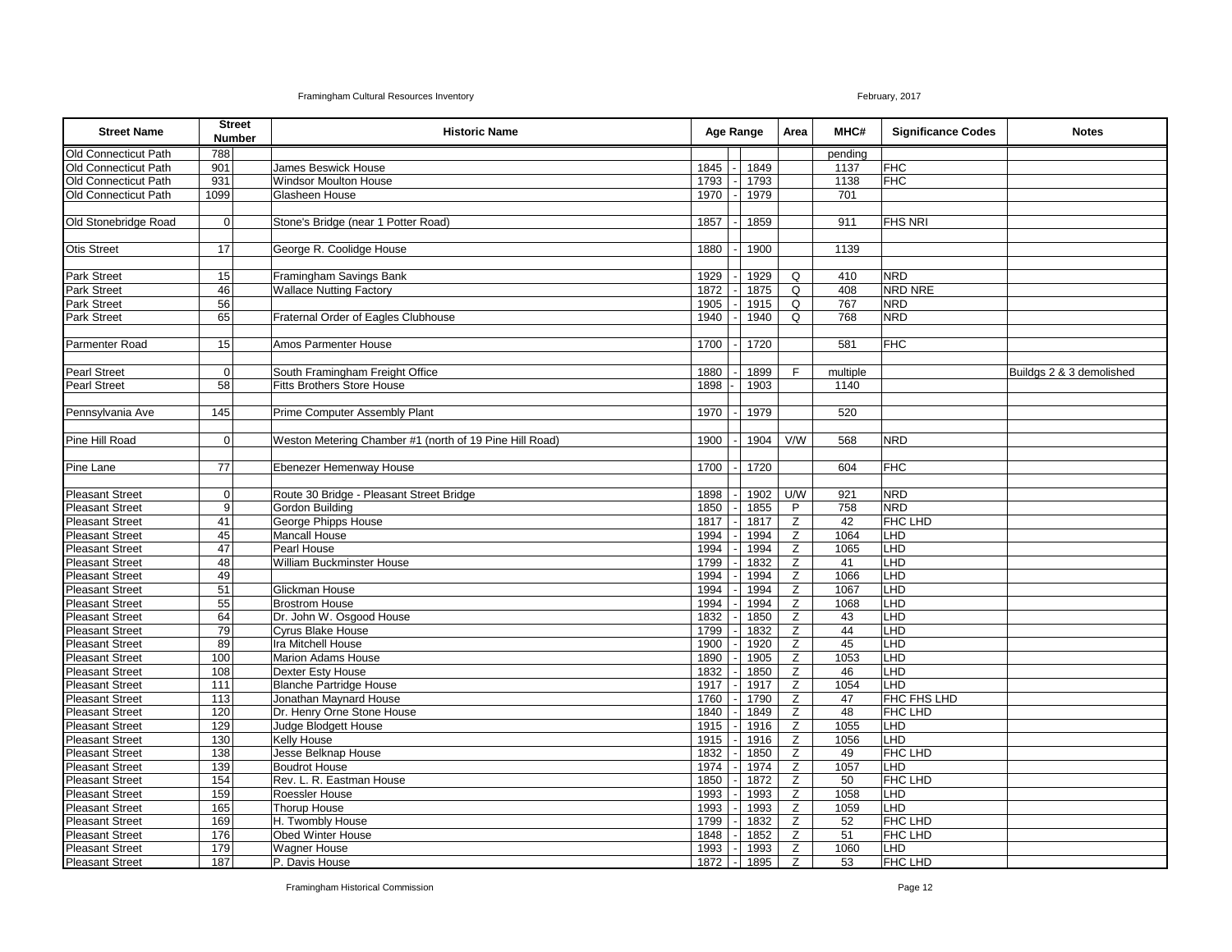| Street Name | Street Number | Historic Name | Age Range | Area | MHC# | Significance Codes | Notes |
|---|---|---|---|---|---|---|---|
| Old Connecticut Path | 788 | | | | pending | | |
| Old Connecticut Path | 901 | James Beswick House | 1845 - 1849 | | 1137 | FHC | |
| Old Connecticut Path | 931 | Windsor Moulton House | 1793 - 1793 | | 1138 | FHC | |
| Old Connecticut Path | 1099 | Glasheen House | 1970 - 1979 | | 701 | | |
| | | | | | | | |
| Old Stonebridge Road | 0 | Stone's Bridge (near 1 Potter Road) | 1857 - 1859 | | 911 | FHS NRI | |
| | | | | | | | |
| Otis Street | 17 | George R. Coolidge House | 1880 - 1900 | | 1139 | | |
| | | | | | | | |
| Park Street | 15 | Framingham Savings Bank | 1929 - 1929 | Q | 410 | NRD | |
| Park Street | 46 | Wallace Nutting Factory | 1872 - 1875 | Q | 408 | NRD NRE | |
| Park Street | 56 | | 1905 - 1915 | Q | 767 | NRD | |
| Park Street | 65 | Fraternal Order of Eagles Clubhouse | 1940 - 1940 | Q | 768 | NRD | |
| | | | | | | | |
| Parmenter Road | 15 | Amos Parmenter House | 1700 - 1720 | | 581 | FHC | |
| | | | | | | | |
| Pearl Street | 0 | South Framingham Freight Office | 1880 - 1899 | F | multiple | | Buildgs 2 & 3 demolished |
| Pearl Street | 58 | Fitts Brothers Store House | 1898 - 1903 | | 1140 | | |
| | | | | | | | |
| Pennsylvania Ave | 145 | Prime Computer Assembly Plant | 1970 - 1979 | | 520 | | |
| | | | | | | | |
| Pine Hill Road | 0 | Weston Metering Chamber #1 (north of 19 Pine Hill Road) | 1900 - 1904 | V/W | 568 | NRD | |
| | | | | | | | |
| Pine Lane | 77 | Ebenezer Hemenway House | 1700 - 1720 | | 604 | FHC | |
| | | | | | | | |
| Pleasant Street | 0 | Route 30 Bridge - Pleasant Street Bridge | 1898 - 1902 | U/W | 921 | NRD | |
| Pleasant Street | 9 | Gordon Building | 1850 - 1855 | P | 758 | NRD | |
| Pleasant Street | 41 | George Phipps House | 1817 - 1817 | Z | 42 | FHC LHD | |
| Pleasant Street | 45 | Mancall House | 1994 - 1994 | Z | 1064 | LHD | |
| Pleasant Street | 47 | Pearl House | 1994 - 1994 | Z | 1065 | LHD | |
| Pleasant Street | 48 | William Buckminster House | 1799 - 1832 | Z | 41 | LHD | |
| Pleasant Street | 49 | | 1994 - 1994 | Z | 1066 | LHD | |
| Pleasant Street | 51 | Glickman House | 1994 - 1994 | Z | 1067 | LHD | |
| Pleasant Street | 55 | Brostrom House | 1994 - 1994 | Z | 1068 | LHD | |
| Pleasant Street | 64 | Dr. John W. Osgood House | 1832 - 1850 | Z | 43 | LHD | |
| Pleasant Street | 79 | Cyrus Blake House | 1799 - 1832 | Z | 44 | LHD | |
| Pleasant Street | 89 | Ira Mitchell House | 1900 - 1920 | Z | 45 | LHD | |
| Pleasant Street | 100 | Marion Adams House | 1890 - 1905 | Z | 1053 | LHD | |
| Pleasant Street | 108 | Dexter Esty House | 1832 - 1850 | Z | 46 | LHD | |
| Pleasant Street | 111 | Blanche Partridge House | 1917 - 1917 | Z | 1054 | LHD | |
| Pleasant Street | 113 | Jonathan Maynard House | 1760 - 1790 | Z | 47 | FHC FHS LHD | |
| Pleasant Street | 120 | Dr. Henry Orne Stone House | 1840 - 1849 | Z | 48 | FHC LHD | |
| Pleasant Street | 129 | Judge Blodgett House | 1915 - 1916 | Z | 1055 | LHD | |
| Pleasant Street | 130 | Kelly House | 1915 - 1916 | Z | 1056 | LHD | |
| Pleasant Street | 138 | Jesse Belknap House | 1832 - 1850 | Z | 49 | FHC LHD | |
| Pleasant Street | 139 | Boudrot House | 1974 - 1974 | Z | 1057 | LHD | |
| Pleasant Street | 154 | Rev. L. R. Eastman House | 1850 - 1872 | Z | 50 | FHC LHD | |
| Pleasant Street | 159 | Roessler House | 1993 - 1993 | Z | 1058 | LHD | |
| Pleasant Street | 165 | Thorup House | 1993 - 1993 | Z | 1059 | LHD | |
| Pleasant Street | 169 | H. Twombly House | 1799 - 1832 | Z | 52 | FHC LHD | |
| Pleasant Street | 176 | Obed Winter House | 1848 - 1852 | Z | 51 | FHC LHD | |
| Pleasant Street | 179 | Wagner House | 1993 - 1993 | Z | 1060 | LHD | |
| Pleasant Street | 187 | P. Davis House | 1872 - 1895 | Z | 53 | FHC LHD | |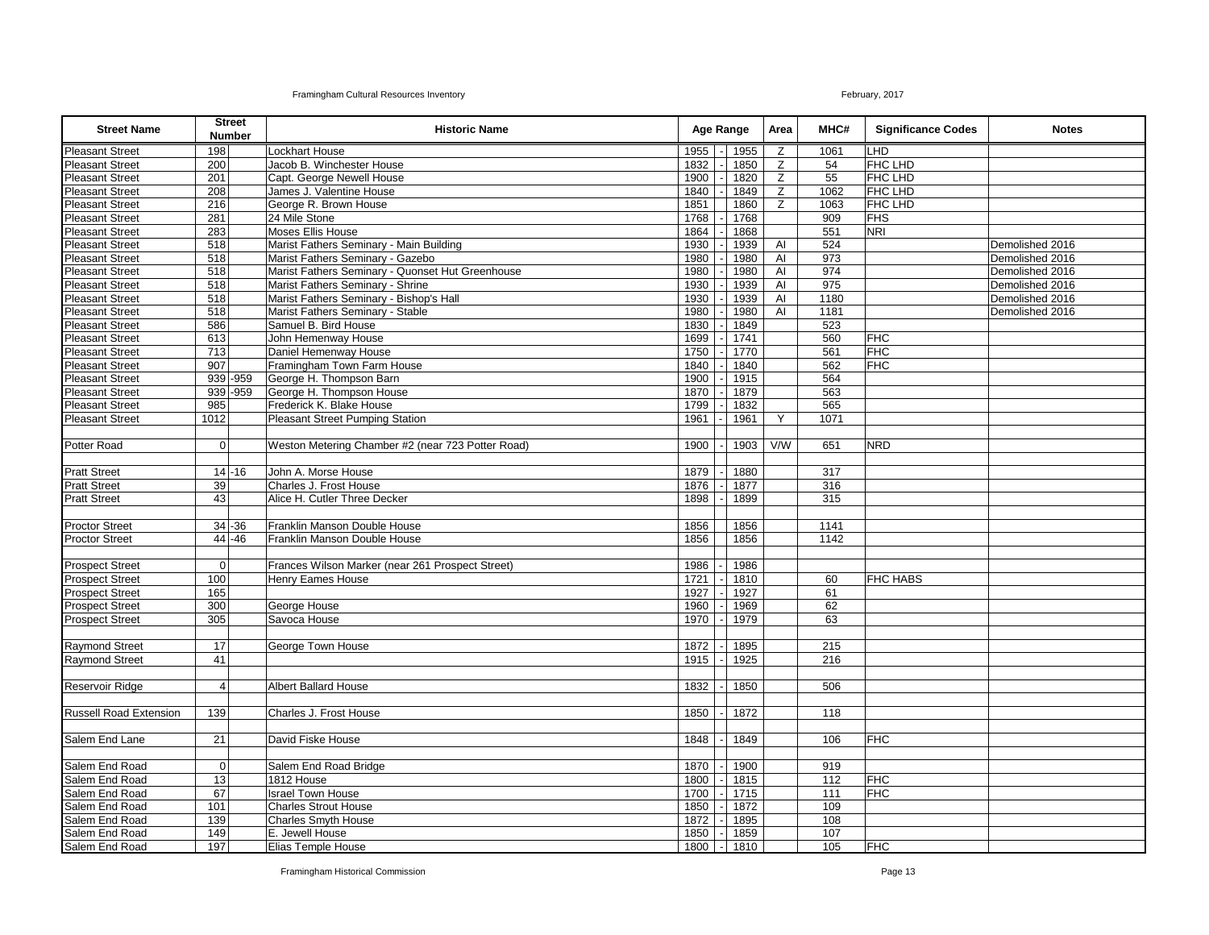| Street Name | Street Number | Historic Name | Age Range | Area | MHC# | Significance Codes | Notes |
|---|---|---|---|---|---|---|---|
| Pleasant Street | 198 | Lockhart House | 1955 - 1955 | Z | 1061 | LHD | |
| Pleasant Street | 200 | Jacob B. Winchester House | 1832 - 1850 | Z | 54 | FHC LHD | |
| Pleasant Street | 201 | Capt. George Newell House | 1900 - 1820 | Z | 55 | FHC LHD | |
| Pleasant Street | 208 | James J. Valentine House | 1840 - 1849 | Z | 1062 | FHC LHD | |
| Pleasant Street | 216 | George R. Brown House | 1851 1860 | Z | 1063 | FHC LHD | |
| Pleasant Street | 281 | 24 Mile Stone | 1768 - 1768 | | 909 | FHS | |
| Pleasant Street | 283 | Moses Ellis House | 1864 - 1868 | | 551 | NRI | |
| Pleasant Street | 518 | Marist Fathers Seminary - Main Building | 1930 - 1939 | AI | 524 | | Demolished 2016 |
| Pleasant Street | 518 | Marist Fathers Seminary - Gazebo | 1980 - 1980 | AI | 973 | | Demolished 2016 |
| Pleasant Street | 518 | Marist Fathers Seminary - Quonset Hut Greenhouse | 1980 - 1980 | AI | 974 | | Demolished 2016 |
| Pleasant Street | 518 | Marist Fathers Seminary - Shrine | 1930 - 1939 | AI | 975 | | Demolished 2016 |
| Pleasant Street | 518 | Marist Fathers Seminary - Bishop's Hall | 1930 - 1939 | AI | 1180 | | Demolished 2016 |
| Pleasant Street | 518 | Marist Fathers Seminary - Stable | 1980 - 1980 | AI | 1181 | | Demolished 2016 |
| Pleasant Street | 586 | Samuel B. Bird House | 1830 - 1849 | | 523 | | |
| Pleasant Street | 613 | John Hemenway House | 1699 - 1741 | | 560 | FHC | |
| Pleasant Street | 713 | Daniel Hemenway House | 1750 - 1770 | | 561 | FHC | |
| Pleasant Street | 907 | Framingham Town Farm House | 1840 - 1840 | | 562 | FHC | |
| Pleasant Street | 939 -959 | George H. Thompson Barn | 1900 - 1915 | | 564 | | |
| Pleasant Street | 939 -959 | George H. Thompson House | 1870 - 1879 | | 563 | | |
| Pleasant Street | 985 | Frederick K. Blake House | 1799 - 1832 | | 565 | | |
| Pleasant Street | 1012 | Pleasant Street Pumping Station | 1961 - 1961 | Y | 1071 | | |
| | | | | | | | |
| Potter Road | 0 | Weston Metering Chamber #2 (near 723 Potter Road) | 1900 - 1903 | V/W | 651 | NRD | |
| | | | | | | | |
| Pratt Street | 14 -16 | John A. Morse House | 1879 - 1880 | | 317 | | |
| Pratt Street | 39 | Charles J. Frost House | 1876 - 1877 | | 316 | | |
| Pratt Street | 43 | Alice H. Cutler Three Decker | 1898 - 1899 | | 315 | | |
| | | | | | | | |
| Proctor Street | 34 -36 | Franklin Manson Double House | 1856 1856 | | 1141 | | |
| Proctor Street | 44 -46 | Franklin Manson Double House | 1856 1856 | | 1142 | | |
| | | | | | | | |
| Prospect Street | 0 | Frances Wilson Marker (near 261 Prospect Street) | 1986 - 1986 | | | | |
| Prospect Street | 100 | Henry Eames House | 1721 - 1810 | | 60 | FHC HABS | |
| Prospect Street | 165 | | 1927 - 1927 | | 61 | | |
| Prospect Street | 300 | George House | 1960 - 1969 | | 62 | | |
| Prospect Street | 305 | Savoca House | 1970 - 1979 | | 63 | | |
| | | | | | | | |
| Raymond Street | 17 | George Town House | 1872 - 1895 | | 215 | | |
| Raymond Street | 41 | | 1915 - 1925 | | 216 | | |
| | | | | | | | |
| Reservoir Ridge | 4 | Albert Ballard House | 1832 - 1850 | | 506 | | |
| | | | | | | | |
| Russell Road Extension | 139 | Charles J. Frost House | 1850 - 1872 | | 118 | | |
| | | | | | | | |
| Salem End Lane | 21 | David Fiske House | 1848 - 1849 | | 106 | FHC | |
| | | | | | | | |
| Salem End Road | 0 | Salem End Road Bridge | 1870 - 1900 | | 919 | | |
| Salem End Road | 13 | 1812 House | 1800 - 1815 | | 112 | FHC | |
| Salem End Road | 67 | Israel Town House | 1700 - 1715 | | 111 | FHC | |
| Salem End Road | 101 | Charles Strout House | 1850 - 1872 | | 109 | | |
| Salem End Road | 139 | Charles Smyth House | 1872 - 1895 | | 108 | | |
| Salem End Road | 149 | E. Jewell House | 1850 - 1859 | | 107 | | |
| Salem End Road | 197 | Elias Temple House | 1800 - 1810 | | 105 | FHC | |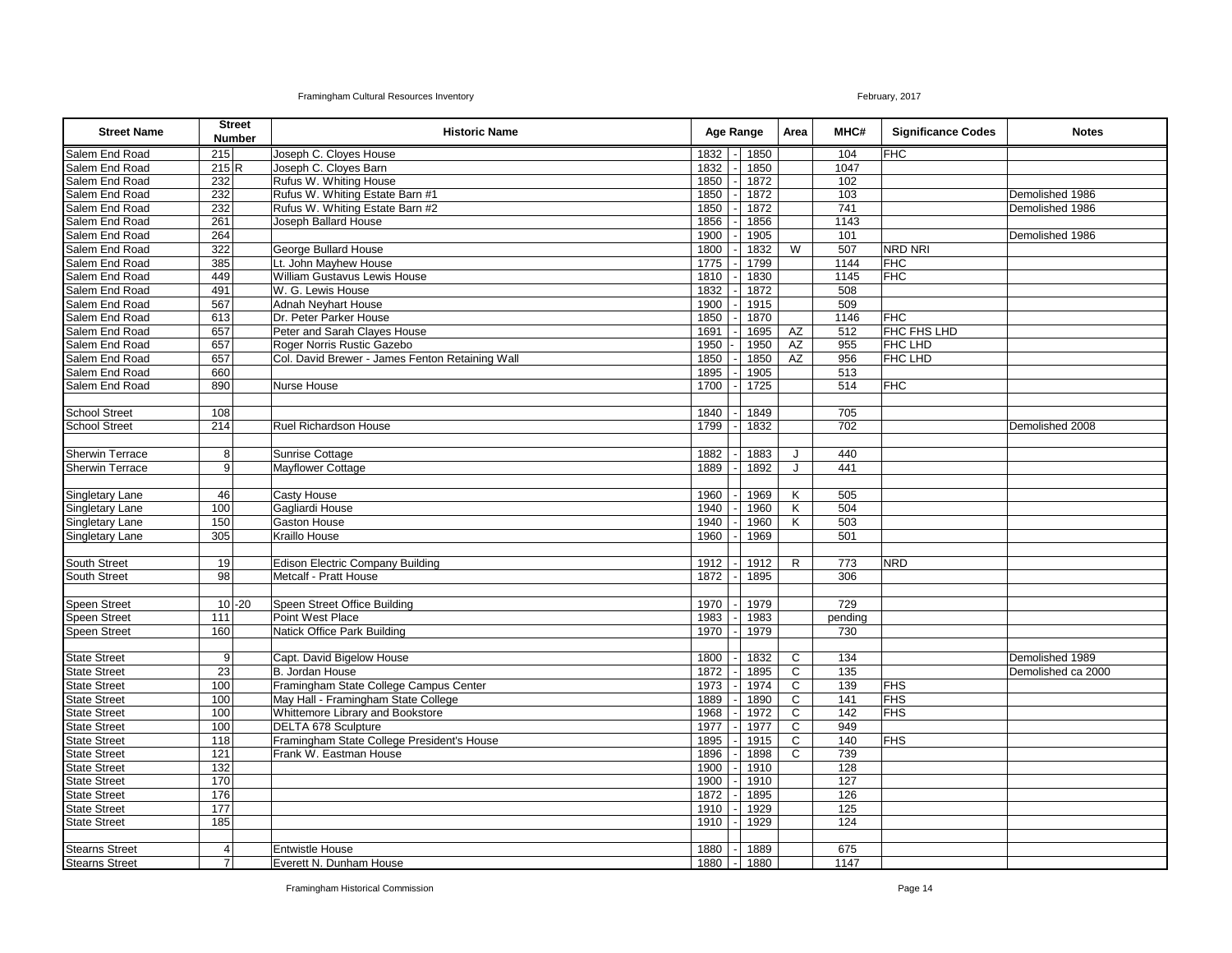| Street Name | Street Number | | Historic Name | Age Range | | | Area | MHC# | Significance Codes | Notes |
|---|---|---|---|---|---|---|---|---|---|---|
| Salem End Road | 215 | | Joseph C. Cloyes House | 1832 | - | 1850 | | 104 | FHC | |
| Salem End Road | 215 | R | Joseph C. Cloyes Barn | 1832 | - | 1850 | | 1047 | | |
| Salem End Road | 232 | | Rufus W. Whiting House | 1850 | - | 1872 | | 102 | | |
| Salem End Road | 232 | | Rufus W. Whiting Estate Barn #1 | 1850 | - | 1872 | | 103 | | Demolished 1986 |
| Salem End Road | 232 | | Rufus W. Whiting Estate Barn #2 | 1850 | - | 1872 | | 741 | | Demolished 1986 |
| Salem End Road | 261 | | Joseph Ballard House | 1856 | - | 1856 | | 1143 | | |
| Salem End Road | 264 | | | 1900 | - | 1905 | | 101 | | Demolished 1986 |
| Salem End Road | 322 | | George Bullard House | 1800 | - | 1832 | W | 507 | NRD NRI | |
| Salem End Road | 385 | | Lt. John Mayhew House | 1775 | - | 1799 | | 1144 | FHC | |
| Salem End Road | 449 | | William Gustavus Lewis House | 1810 | - | 1830 | | 1145 | FHC | |
| Salem End Road | 491 | | W. G. Lewis House | 1832 | - | 1872 | | 508 | | |
| Salem End Road | 567 | | Adnah Neyhart House | 1900 | - | 1915 | | 509 | | |
| Salem End Road | 613 | | Dr. Peter Parker House | 1850 | - | 1870 | | 1146 | FHC | |
| Salem End Road | 657 | | Peter and Sarah Clayes House | 1691 | - | 1695 | AZ | 512 | FHC FHS LHD | |
| Salem End Road | 657 | | Roger Norris Rustic Gazebo | 1950 | - | 1950 | AZ | 955 | FHC LHD | |
| Salem End Road | 657 | | Col. David Brewer - James Fenton Retaining Wall | 1850 | - | 1850 | AZ | 956 | FHC LHD | |
| Salem End Road | 660 | | | 1895 | - | 1905 | | 513 | | |
| Salem End Road | 890 | | Nurse House | 1700 | - | 1725 | | 514 | FHC | |
| | | | | | | | | | | |
| School Street | 108 | | | 1840 | - | 1849 | | 705 | | |
| School Street | 214 | | Ruel Richardson House | 1799 | - | 1832 | | 702 | | Demolished 2008 |
| | | | | | | | | | | |
| Sherwin Terrace | 8 | | Sunrise Cottage | 1882 | - | 1883 | J | 440 | | |
| Sherwin Terrace | 9 | | Mayflower Cottage | 1889 | - | 1892 | J | 441 | | |
| | | | | | | | | | | |
| Singletary Lane | 46 | | Casty House | 1960 | - | 1969 | K | 505 | | |
| Singletary Lane | 100 | | Gagliardi House | 1940 | - | 1960 | K | 504 | | |
| Singletary Lane | 150 | | Gaston House | 1940 | - | 1960 | K | 503 | | |
| Singletary Lane | 305 | | Kraillo House | 1960 | - | 1969 | | 501 | | |
| | | | | | | | | | | |
| South Street | 19 | | Edison Electric Company Building | 1912 | - | 1912 | R | 773 | NRD | |
| South Street | 98 | | Metcalf - Pratt House | 1872 | - | 1895 | | 306 | | |
| | | | | | | | | | | |
| Speen Street | 10 | -20 | Speen Street Office Building | 1970 | - | 1979 | | 729 | | |
| Speen Street | 111 | | Point West Place | 1983 | - | 1983 | | pending | | |
| Speen Street | 160 | | Natick Office Park Building | 1970 | - | 1979 | | 730 | | |
| | | | | | | | | | | |
| State Street | 9 | | Capt. David Bigelow House | 1800 | - | 1832 | C | 134 | | Demolished 1989 |
| State Street | 23 | | B. Jordan House | 1872 | - | 1895 | C | 135 | | Demolished ca 2000 |
| State Street | 100 | | Framingham State College Campus Center | 1973 | - | 1974 | C | 139 | FHS | |
| State Street | 100 | | May Hall - Framingham State College | 1889 | - | 1890 | C | 141 | FHS | |
| State Street | 100 | | Whittemore Library and Bookstore | 1968 | - | 1972 | C | 142 | FHS | |
| State Street | 100 | | DELTA 678 Sculpture | 1977 | - | 1977 | C | 949 | | |
| State Street | 118 | | Framingham State College President's House | 1895 | - | 1915 | C | 140 | FHS | |
| State Street | 121 | | Frank W. Eastman House | 1896 | - | 1898 | C | 739 | | |
| State Street | 132 | | | 1900 | - | 1910 | | 128 | | |
| State Street | 170 | | | 1900 | - | 1910 | | 127 | | |
| State Street | 176 | | | 1872 | - | 1895 | | 126 | | |
| State Street | 177 | | | 1910 | - | 1929 | | 125 | | |
| State Street | 185 | | | 1910 | - | 1929 | | 124 | | |
| | | | | | | | | | | |
| Stearns Street | 4 | | Entwistle House | 1880 | - | 1889 | | 675 | | |
| Stearns Street | 7 | | Everett N. Dunham House | 1880 | - | 1880 | | 1147 | | |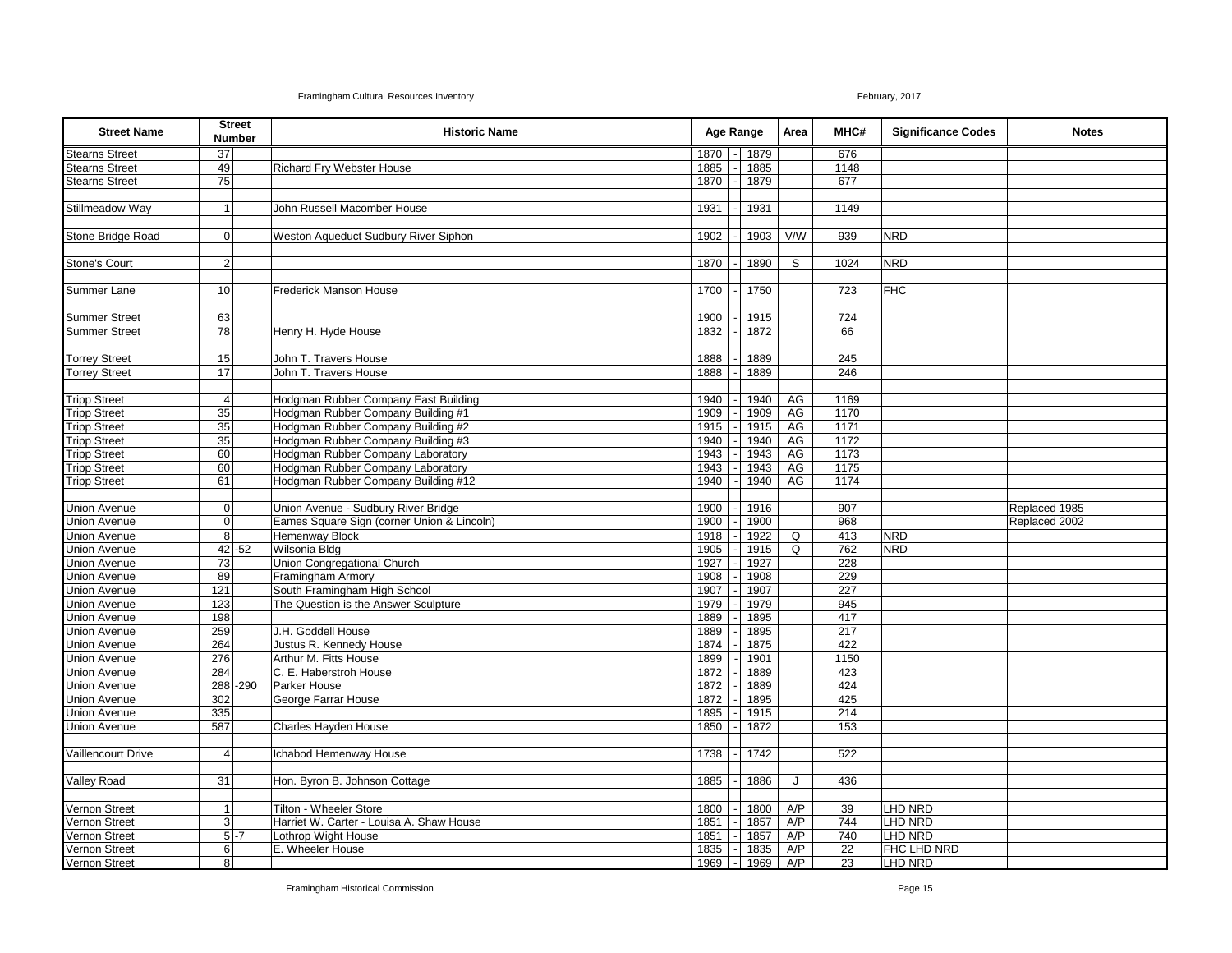| Street Name | Street Number | | Historic Name | Age Range | | | Area | MHC# | Significance Codes | Notes |
|---|---|---|---|---|---|---|---|---|---|---|
| Stearns Street | 37 | | | 1870 | - | 1879 | | 676 | | |
| Stearns Street | 49 | | Richard Fry Webster House | 1885 | - | 1885 | | 1148 | | |
| Stearns Street | 75 | | | 1870 | - | 1879 | | 677 | | |
| | | | | | | | | | | |
| Stillmeadow Way | 1 | | John Russell Macomber House | 1931 | - | 1931 | | 1149 | | |
| | | | | | | | | | | |
| Stone Bridge Road | 0 | | Weston Aqueduct Sudbury River Siphon | 1902 | - | 1903 | V/W | 939 | NRD | |
| | | | | | | | | | | |
| Stone's Court | 2 | | | 1870 | - | 1890 | S | 1024 | NRD | |
| | | | | | | | | | | |
| Summer Lane | 10 | | Frederick Manson House | 1700 | - | 1750 | | 723 | FHC | |
| | | | | | | | | | | |
| Summer Street | 63 | | | 1900 | - | 1915 | | 724 | | |
| Summer Street | 78 | | Henry H. Hyde House | 1832 | - | 1872 | | 66 | | |
| | | | | | | | | | | |
| Torrey Street | 15 | | John T. Travers House | 1888 | - | 1889 | | 245 | | |
| Torrey Street | 17 | | John T. Travers House | 1888 | - | 1889 | | 246 | | |
| | | | | | | | | | | |
| Tripp Street | 4 | | Hodgman Rubber Company East Building | 1940 | - | 1940 | AG | 1169 | | |
| Tripp Street | 35 | | Hodgman Rubber Company Building #1 | 1909 | - | 1909 | AG | 1170 | | |
| Tripp Street | 35 | | Hodgman Rubber Company Building #2 | 1915 | - | 1915 | AG | 1171 | | |
| Tripp Street | 35 | | Hodgman Rubber Company Building #3 | 1940 | - | 1940 | AG | 1172 | | |
| Tripp Street | 60 | | Hodgman Rubber Company Laboratory | 1943 | - | 1943 | AG | 1173 | | |
| Tripp Street | 60 | | Hodgman Rubber Company Laboratory | 1943 | - | 1943 | AG | 1175 | | |
| Tripp Street | 61 | | Hodgman Rubber Company Building #12 | 1940 | - | 1940 | AG | 1174 | | |
| | | | | | | | | | | |
| Union Avenue | 0 | | Union Avenue - Sudbury River Bridge | 1900 | - | 1916 | | 907 | | Replaced 1985 |
| Union Avenue | 0 | | Eames Square Sign (corner Union & Lincoln) | 1900 | - | 1900 | | 968 | | Replaced 2002 |
| Union Avenue | 8 | | Hemenway Block | 1918 | - | 1922 | Q | 413 | NRD | |
| Union Avenue | 42 | -52 | Wilsonia Bldg | 1905 | - | 1915 | Q | 762 | NRD | |
| Union Avenue | 73 | | Union Congregational Church | 1927 | - | 1927 | | 228 | | |
| Union Avenue | 89 | | Framingham Armory | 1908 | - | 1908 | | 229 | | |
| Union Avenue | 121 | | South Framingham High School | 1907 | - | 1907 | | 227 | | |
| Union Avenue | 123 | | The Question is the Answer Sculpture | 1979 | - | 1979 | | 945 | | |
| Union Avenue | 198 | | | 1889 | - | 1895 | | 417 | | |
| Union Avenue | 259 | | J.H. Goddell House | 1889 | - | 1895 | | 217 | | |
| Union Avenue | 264 | | Justus R. Kennedy House | 1874 | - | 1875 | | 422 | | |
| Union Avenue | 276 | | Arthur M. Fitts House | 1899 | - | 1901 | | 1150 | | |
| Union Avenue | 284 | | C. E. Haberstroh House | 1872 | - | 1889 | | 423 | | |
| Union Avenue | 288 | -290 | Parker House | 1872 | - | 1889 | | 424 | | |
| Union Avenue | 302 | | George Farrar House | 1872 | - | 1895 | | 425 | | |
| Union Avenue | 335 | | | 1895 | - | 1915 | | 214 | | |
| Union Avenue | 587 | | Charles Hayden House | 1850 | - | 1872 | | 153 | | |
| | | | | | | | | | | |
| Vaillencourt Drive | 4 | | Ichabod Hemenway House | 1738 | - | 1742 | | 522 | | |
| | | | | | | | | | | |
| Valley Road | 31 | | Hon. Byron B. Johnson Cottage | 1885 | - | 1886 | J | 436 | | |
| | | | | | | | | | | |
| Vernon Street | 1 | | Tilton - Wheeler Store | 1800 | - | 1800 | A/P | 39 | LHD NRD | |
| Vernon Street | 3 | | Harriet W. Carter - Louisa A. Shaw House | 1851 | - | 1857 | A/P | 744 | LHD NRD | |
| Vernon Street | 5 | -7 | Lothrop Wight House | 1851 | - | 1857 | A/P | 740 | LHD NRD | |
| Vernon Street | 6 | | E. Wheeler House | 1835 | - | 1835 | A/P | 22 | FHC LHD NRD | |
| Vernon Street | 8 | | | 1969 | - | 1969 | A/P | 23 | LHD NRD | |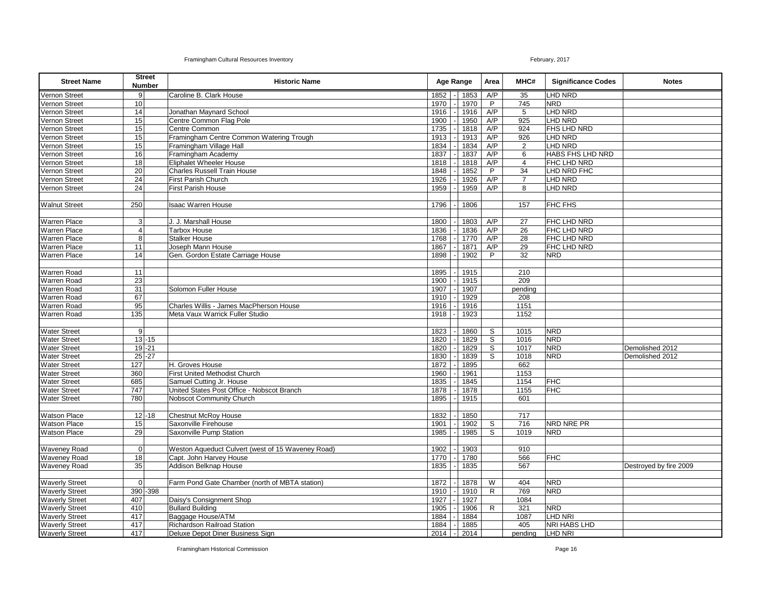| Street Name | Street Number | Historic Name | Age Range | Area | MHC# | Significance Codes | Notes |
|---|---|---|---|---|---|---|---|
| Vernon Street | 9 | Caroline B. Clark House | 1852 - 1853 | A/P | 35 | LHD NRD | |
| Vernon Street | 10 | | 1970 - 1970 | P | 745 | NRD | |
| Vernon Street | 14 | Jonathan Maynard School | 1916 - 1916 | A/P | 5 | LHD NRD | |
| Vernon Street | 15 | Centre Common Flag Pole | 1900 - 1950 | A/P | 925 | LHD NRD | |
| Vernon Street | 15 | Centre Common | 1735 - 1818 | A/P | 924 | FHS LHD NRD | |
| Vernon Street | 15 | Framingham Centre Common Watering Trough | 1913 - 1913 | A/P | 926 | LHD NRD | |
| Vernon Street | 15 | Framingham Village Hall | 1834 - 1834 | A/P | 2 | LHD NRD | |
| Vernon Street | 16 | Framingham Academy | 1837 - 1837 | A/P | 6 | HABS FHS LHD NRD | |
| Vernon Street | 18 | Eliphalet Wheeler House | 1818 - 1818 | A/P | 4 | FHC LHD NRD | |
| Vernon Street | 20 | Charles Russell Train House | 1848 - 1852 | P | 34 | LHD NRD FHC | |
| Vernon Street | 24 | First Parish Church | 1926 - 1926 | A/P | 7 | LHD NRD | |
| Vernon Street | 24 | First Parish House | 1959 - 1959 | A/P | 8 | LHD NRD | |
| | | | | | | | |
| Walnut Street | 250 | Isaac Warren House | 1796 - 1806 | | 157 | FHC FHS | |
| | | | | | | | |
| Warren Place | 3 | J. J. Marshall House | 1800 - 1803 | A/P | 27 | FHC LHD NRD | |
| Warren Place | 4 | Tarbox House | 1836 - 1836 | A/P | 26 | FHC LHD NRD | |
| Warren Place | 8 | Stalker House | 1768 - 1770 | A/P | 28 | FHC LHD NRD | |
| Warren Place | 11 | Joseph Mann House | 1867 - 1871 | A/P | 29 | FHC LHD NRD | |
| Warren Place | 14 | Gen. Gordon Estate Carriage House | 1898 - 1902 | P | 32 | NRD | |
| | | | | | | | |
| Warren Road | 11 | | 1895 - 1915 | | 210 | | |
| Warren Road | 23 | | 1900 - 1915 | | 209 | | |
| Warren Road | 31 | Solomon Fuller House | 1907 - 1907 | | pending | | |
| Warren Road | 67 | | 1910 - 1929 | | 208 | | |
| Warren Road | 95 | Charles Willis - James MacPherson House | 1916 - 1916 | | 1151 | | |
| Warren Road | 135 | Meta Vaux Warrick Fuller Studio | 1918 - 1923 | | 1152 | | |
| | | | | | | | |
| Water Street | 9 | | 1823 - 1860 | S | 1015 | NRD | |
| Water Street | 13 -15 | | 1820 - 1829 | S | 1016 | NRD | |
| Water Street | 19 -21 | | 1820 - 1829 | S | 1017 | NRD | Demolished 2012 |
| Water Street | 25 -27 | | 1830 - 1839 | S | 1018 | NRD | Demolished 2012 |
| Water Street | 127 | H. Groves House | 1872 - 1895 | | 662 | | |
| Water Street | 360 | First United Methodist Church | 1960 - 1961 | | 1153 | | |
| Water Street | 685 | Samuel Cutting Jr. House | 1835 - 1845 | | 1154 | FHC | |
| Water Street | 747 | United States Post Office - Nobscot Branch | 1878 - 1878 | | 1155 | FHC | |
| Water Street | 780 | Nobscot Community Church | 1895 - 1915 | | 601 | | |
| | | | | | | | |
| Watson Place | 12 -18 | Chestnut McRoy House | 1832 - 1850 | | 717 | | |
| Watson Place | 15 | Saxonville Firehouse | 1901 - 1902 | S | 716 | NRD NRE PR | |
| Watson Place | 29 | Saxonville Pump Station | 1985 - 1985 | S | 1019 | NRD | |
| | | | | | | | |
| Waveney Road | 0 | Weston Aqueduct Culvert (west of 15 Waveney Road) | 1902 - 1903 | | 910 | | |
| Waveney Road | 18 | Capt. John Harvey House | 1770 - 1780 | | 566 | FHC | |
| Waveney Road | 35 | Addison Belknap House | 1835 - 1835 | | 567 | | Destroyed by fire 2009 |
| | | | | | | | |
| Waverly Street | 0 | Farm Pond Gate Chamber (north of MBTA station) | 1872 - 1878 | W | 404 | NRD | |
| Waverly Street | 390 -398 | | 1910 - 1910 | R | 769 | NRD | |
| Waverly Street | 407 | Daisy's Consignment Shop | 1927 - 1927 | | 1084 | | |
| Waverly Street | 410 | Bullard Building | 1905 - 1906 | R | 321 | NRD | |
| Waverly Street | 417 | Baggage House/ATM | 1884 - 1884 | | 1087 | LHD NRI | |
| Waverly Street | 417 | Richardson Railroad Station | 1884 - 1885 | | 405 | NRI HABS LHD | |
| Waverly Street | 417 | Deluxe Depot Diner Business Sign | 2014 - 2014 | | pending | LHD NRI | |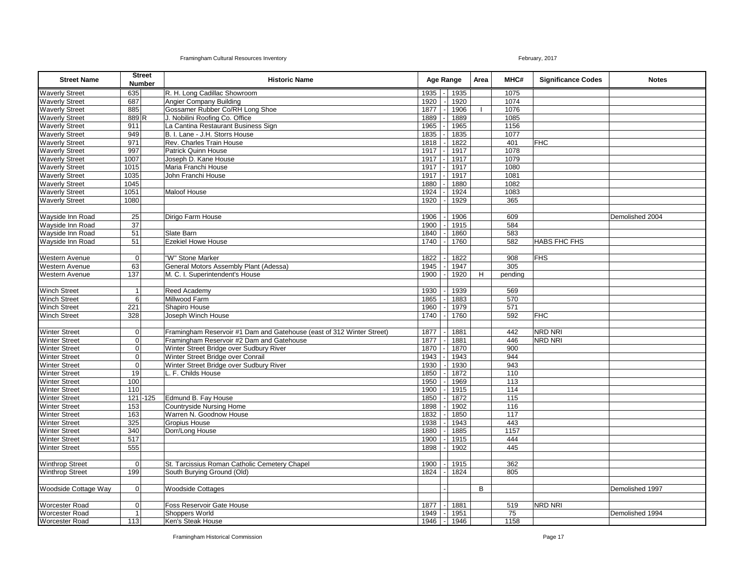| Street Name | Street Number | | Historic Name | Age Range | | | Area | MHC# | Significance Codes | Notes |
|---|---|---|---|---|---|---|---|---|---|---|
| Waverly Street | 635 | | R. H. Long Cadillac Showroom | 1935 | - | 1935 | | 1075 | | |
| Waverly Street | 687 | | Angier Company Building | 1920 | - | 1920 | | 1074 | | |
| Waverly Street | 885 | | Gossamer Rubber Co/RH Long Shoe | 1877 | - | 1906 | I | 1076 | | |
| Waverly Street | 889 | R | J. Nobilini Roofing Co. Office | 1889 | - | 1889 | | 1085 | | |
| Waverly Street | 911 | | La Cantina Restaurant Business Sign | 1965 | - | 1965 | | 1156 | | |
| Waverly Street | 949 | | B. I. Lane - J.H. Storrs House | 1835 | - | 1835 | | 1077 | | |
| Waverly Street | 971 | | Rev. Charles Train House | 1818 | - | 1822 | | 401 | FHC | |
| Waverly Street | 997 | | Patrick Quinn House | 1917 | - | 1917 | | 1078 | | |
| Waverly Street | 1007 | | Joseph D. Kane House | 1917 | - | 1917 | | 1079 | | |
| Waverly Street | 1015 | | Maria Franchi House | 1917 | - | 1917 | | 1080 | | |
| Waverly Street | 1035 | | John Franchi House | 1917 | - | 1917 | | 1081 | | |
| Waverly Street | 1045 | | | 1880 | - | 1880 | | 1082 | | |
| Waverly Street | 1051 | | Maloof House | 1924 | - | 1924 | | 1083 | | |
| Waverly Street | 1080 | | | 1920 | - | 1929 | | 365 | | |
| | | | | | | | | | | |
| Wayside Inn Road | 25 | | Dirigo Farm House | 1906 | - | 1906 | | 609 | | Demolished 2004 |
| Wayside Inn Road | 37 | | | 1900 | - | 1915 | | 584 | | |
| Wayside Inn Road | 51 | | Slate Barn | 1840 | - | 1860 | | 583 | | |
| Wayside Inn Road | 51 | | Ezekiel Howe House | 1740 | - | 1760 | | 582 | HABS FHC FHS | |
| | | | | | | | | | | |
| Western Avenue | 0 | | "W" Stone Marker | 1822 | - | 1822 | | 908 | FHS | |
| Western Avenue | 63 | | General Motors Assembly Plant (Adessa) | 1945 | - | 1947 | | 305 | | |
| Western Avenue | 137 | | M. C. I. Superintendent's House | 1900 | - | 1920 | H | pending | | |
| | | | | | | | | | | |
| Winch Street | 1 | | Reed Academy | 1930 | - | 1939 | | 569 | | |
| Winch Street | 6 | | Millwood Farm | 1865 | - | 1883 | | 570 | | |
| Winch Street | 221 | | Shapiro House | 1960 | - | 1979 | | 571 | | |
| Winch Street | 328 | | Joseph Winch House | 1740 | - | 1760 | | 592 | FHC | |
| | | | | | | | | | | |
| Winter Street | 0 | | Framingham Reservoir #1 Dam and Gatehouse (east of 312 Winter Street) | 1877 | - | 1881 | | 442 | NRD NRI | |
| Winter Street | 0 | | Framingham Reservoir #2 Dam and Gatehouse | 1877 | - | 1881 | | 446 | NRD NRI | |
| Winter Street | 0 | | Winter Street Bridge over Sudbury River | 1870 | - | 1870 | | 900 | | |
| Winter Street | 0 | | Winter Street Bridge over Conrail | 1943 | - | 1943 | | 944 | | |
| Winter Street | 0 | | Winter Street Bridge over Sudbury River | 1930 | - | 1930 | | 943 | | |
| Winter Street | 19 | | L. F. Childs House | 1850 | - | 1872 | | 110 | | |
| Winter Street | 100 | | | 1950 | - | 1969 | | 113 | | |
| Winter Street | 110 | | | 1900 | - | 1915 | | 114 | | |
| Winter Street | 121 | -125 | Edmund B. Fay House | 1850 | - | 1872 | | 115 | | |
| Winter Street | 153 | | Countryside Nursing Home | 1898 | - | 1902 | | 116 | | |
| Winter Street | 163 | | Warren N. Goodnow House | 1832 | - | 1850 | | 117 | | |
| Winter Street | 325 | | Gropius House | 1938 | - | 1943 | | 443 | | |
| Winter Street | 340 | | Dorr/Long House | 1880 | - | 1885 | | 1157 | | |
| Winter Street | 517 | | | 1900 | - | 1915 | | 444 | | |
| Winter Street | 555 | | | 1898 | - | 1902 | | 445 | | |
| | | | | | | | | | | |
| Winthrop Street | 0 | | St. Tarcissius Roman Catholic Cemetery Chapel | 1900 | - | 1915 | | 362 | | |
| Winthrop Street | 199 | | South Burying Ground (Old) | 1824 | - | 1824 | | 805 | | |
| | | | | | | | | | | |
| Woodside Cottage Way | 0 | | Woodside Cottages | | - | | B | | | Demolished 1997 |
| | | | | | | | | | | |
| Worcester Road | 0 | | Foss Reservoir Gate House | 1877 | - | 1881 | | 519 | NRD NRI | |
| Worcester Road | 1 | | Shoppers World | 1949 | - | 1951 | | 75 | | Demolished 1994 |
| Worcester Road | 113 | | Ken's Steak House | 1946 | - | 1946 | | 1158 | | |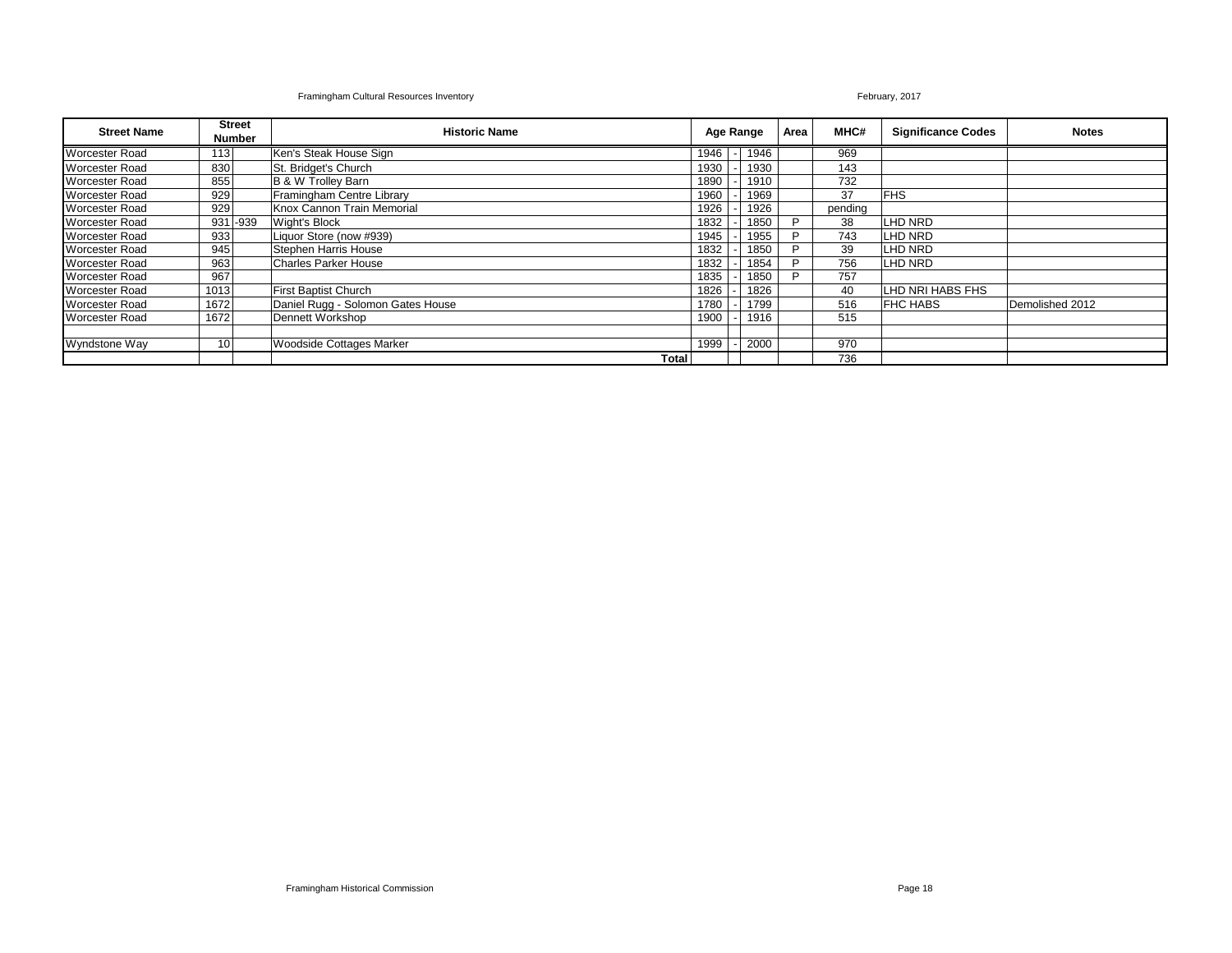| Street Name | Street Number | | Historic Name | Age Range | | | Area | MHC# | Significance Codes | Notes |
|---|---|---|---|---|---|---|---|---|---|---|
| Worcester Road | 113 | | Ken's Steak House Sign | 1946 | - | 1946 | | 969 | | |
| Worcester Road | 830 | | St. Bridget's Church | 1930 | - | 1930 | | 143 | | |
| Worcester Road | 855 | | B & W Trolley Barn | 1890 | - | 1910 | | 732 | | |
| Worcester Road | 929 | | Framingham Centre Library | 1960 | - | 1969 | | 37 | FHS | |
| Worcester Road | 929 | | Knox Cannon Train Memorial | 1926 | - | 1926 | | pending | | |
| Worcester Road | 931 | -939 | Wight's Block | 1832 | - | 1850 | P | 38 | LHD NRD | |
| Worcester Road | 933 | | Liquor Store (now #939) | 1945 | - | 1955 | P | 743 | LHD NRD | |
| Worcester Road | 945 | | Stephen Harris House | 1832 | - | 1850 | P | 39 | LHD NRD | |
| Worcester Road | 963 | | Charles Parker House | 1832 | - | 1854 | P | 756 | LHD NRD | |
| Worcester Road | 967 | | | 1835 | - | 1850 | P | 757 | | |
| Worcester Road | 1013 | | First Baptist Church | 1826 | - | 1826 | | 40 | LHD NRI HABS FHS | |
| Worcester Road | 1672 | | Daniel Rugg - Solomon Gates House | 1780 | - | 1799 | | 516 | FHC HABS | Demolished 2012 |
| Worcester Road | 1672 | | Dennett Workshop | 1900 | - | 1916 | | 515 | | |
| | | | | | | | | | | |
| Wyndstone Way | 10 | | Woodside Cottages Marker | 1999 | - | 2000 | | 970 | | |
| | | | **Total** | | | | | 736 | | |